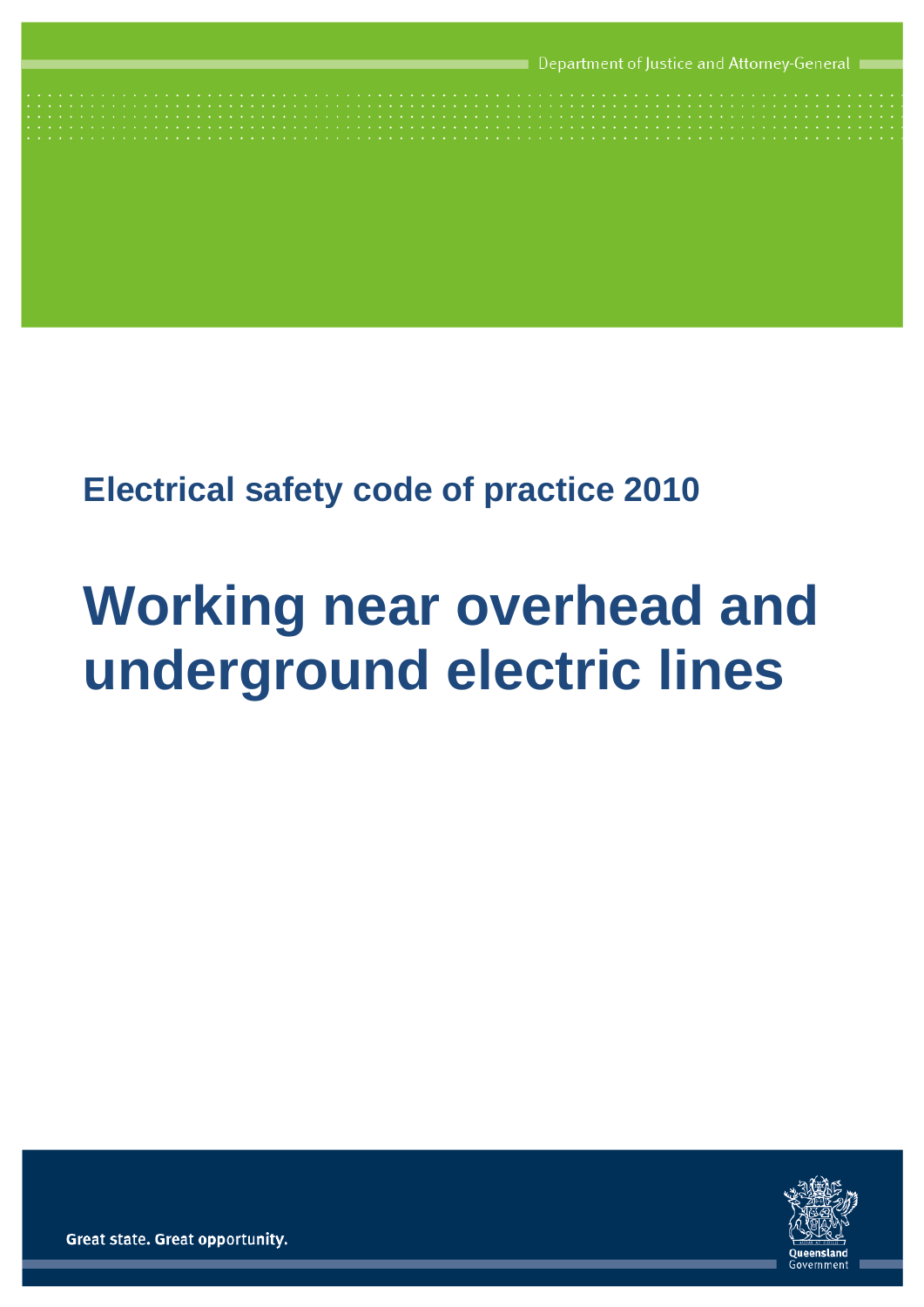Department of Justice and Attorney-General

## Electrical safety code of practice 2010

# Working near overhead and underground electric lines

Great state. Great opportunity.

Queensland Government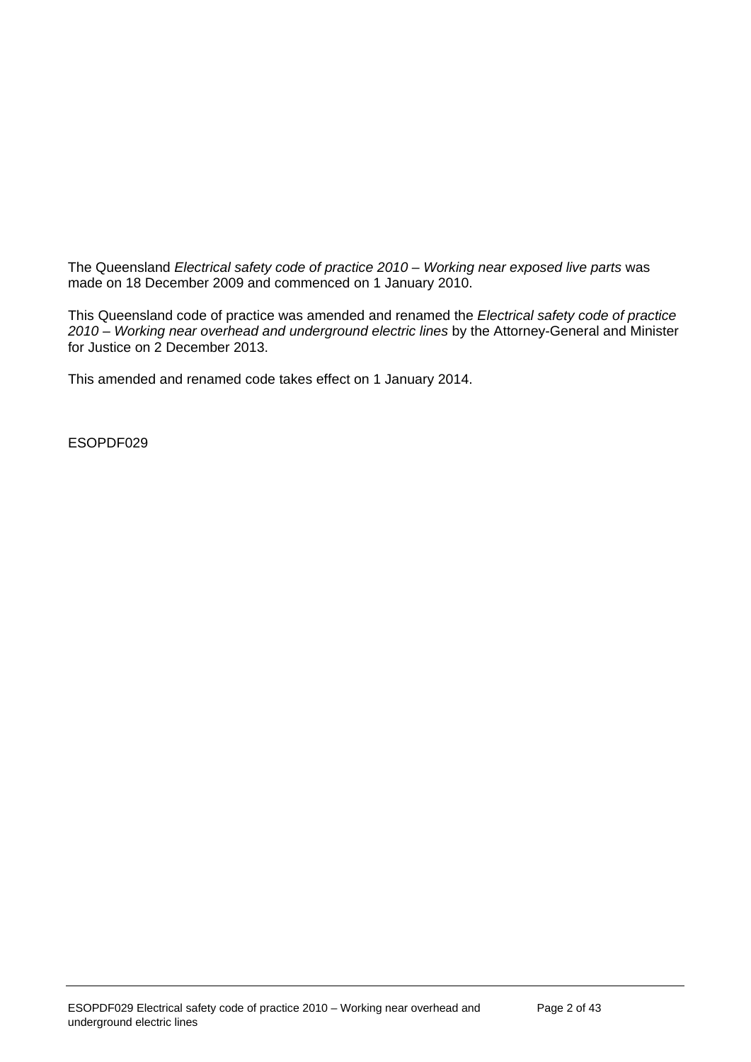The Queensland *Electrical safety code of practice 2010 – Working near exposed live parts* was made on 18 December 2009 and commenced on 1 January 2010.

This Queensland code of practice was amended and renamed the *Electrical safety code of practice 2010 – Working near overhead and underground electric lines* by the Attorney-General and Minister for Justice on 2 December 2013.

This amended and renamed code takes effect on 1 January 2014.

ESOPDF029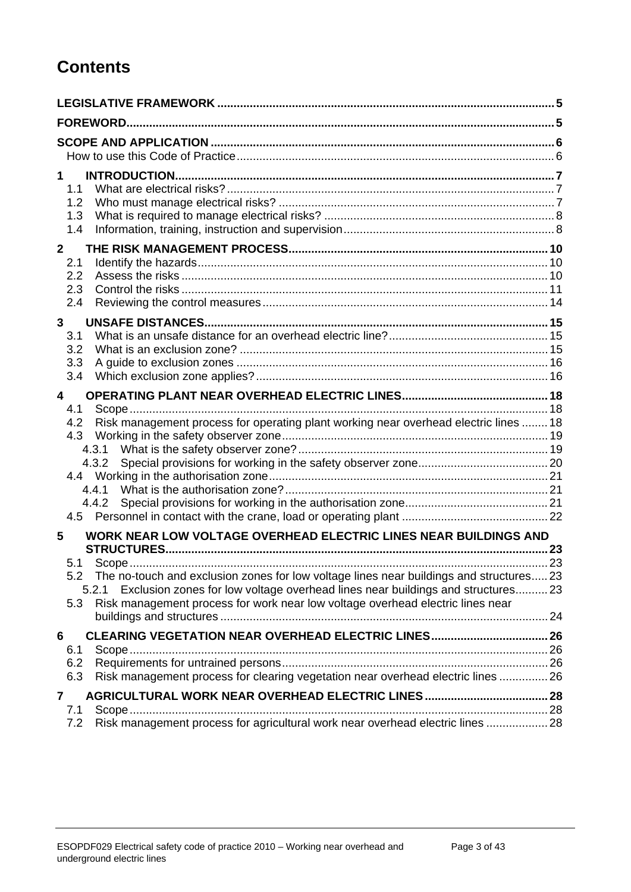# Contents

**LEGISLATIVE FRAMEWORK** .......... 5

**FOREWORD** .......... 5

**SCOPE AND APPLICATION** .......... 6

- How to use this Code of Practice .......... 6

**1 INTRODUCTION** .......... 7

- 1.1 What are electrical risks? .......... 7
- 1.2 Who must manage electrical risks? .......... 7
- 1.3 What is required to manage electrical risks? .......... 8
- 1.4 Information, training, instruction and supervision .......... 8

**2 THE RISK MANAGEMENT PROCESS** .......... 10

- 2.1 Identify the hazards .......... 10
- 2.2 Assess the risks .......... 10
- 2.3 Control the risks .......... 11
- 2.4 Reviewing the control measures .......... 14

**3 UNSAFE DISTANCES** .......... 15

- 3.1 What is an unsafe distance for an overhead electric line? .......... 15
- 3.2 What is an exclusion zone? .......... 15
- 3.3 A guide to exclusion zones .......... 16
- 3.4 Which exclusion zone applies? .......... 16

**4 OPERATING PLANT NEAR OVERHEAD ELECTRIC LINES** .......... 18

- 4.1 Scope .......... 18
- 4.2 Risk management process for operating plant working near overhead electric lines .......... 18
- 4.3 Working in the safety observer zone .......... 19
  - 4.3.1 What is the safety observer zone? .......... 19
  - 4.3.2 Special provisions for working in the safety observer zone .......... 20
- 4.4 Working in the authorisation zone .......... 21
  - 4.4.1 What is the authorisation zone? .......... 21
  - 4.4.2 Special provisions for working in the authorisation zone .......... 21
- 4.5 Personnel in contact with the crane, load or operating plant .......... 22

**5 WORK NEAR LOW VOLTAGE OVERHEAD ELECTRIC LINES NEAR BUILDINGS AND STRUCTURES** .......... 23

- 5.1 Scope .......... 23
- 5.2 The no-touch and exclusion zones for low voltage lines near buildings and structures .......... 23
  - 5.2.1 Exclusion zones for low voltage overhead lines near buildings and structures .......... 23
- 5.3 Risk management process for work near low voltage overhead electric lines near buildings and structures .......... 24

**6 CLEARING VEGETATION NEAR OVERHEAD ELECTRIC LINES** .......... 26

- 6.1 Scope .......... 26
- 6.2 Requirements for untrained persons .......... 26
- 6.3 Risk management process for clearing vegetation near overhead electric lines .......... 26

**7 AGRICULTURAL WORK NEAR OVERHEAD ELECTRIC LINES** .......... 28

- 7.1 Scope .......... 28
- 7.2 Risk management process for agricultural work near overhead electric lines .......... 28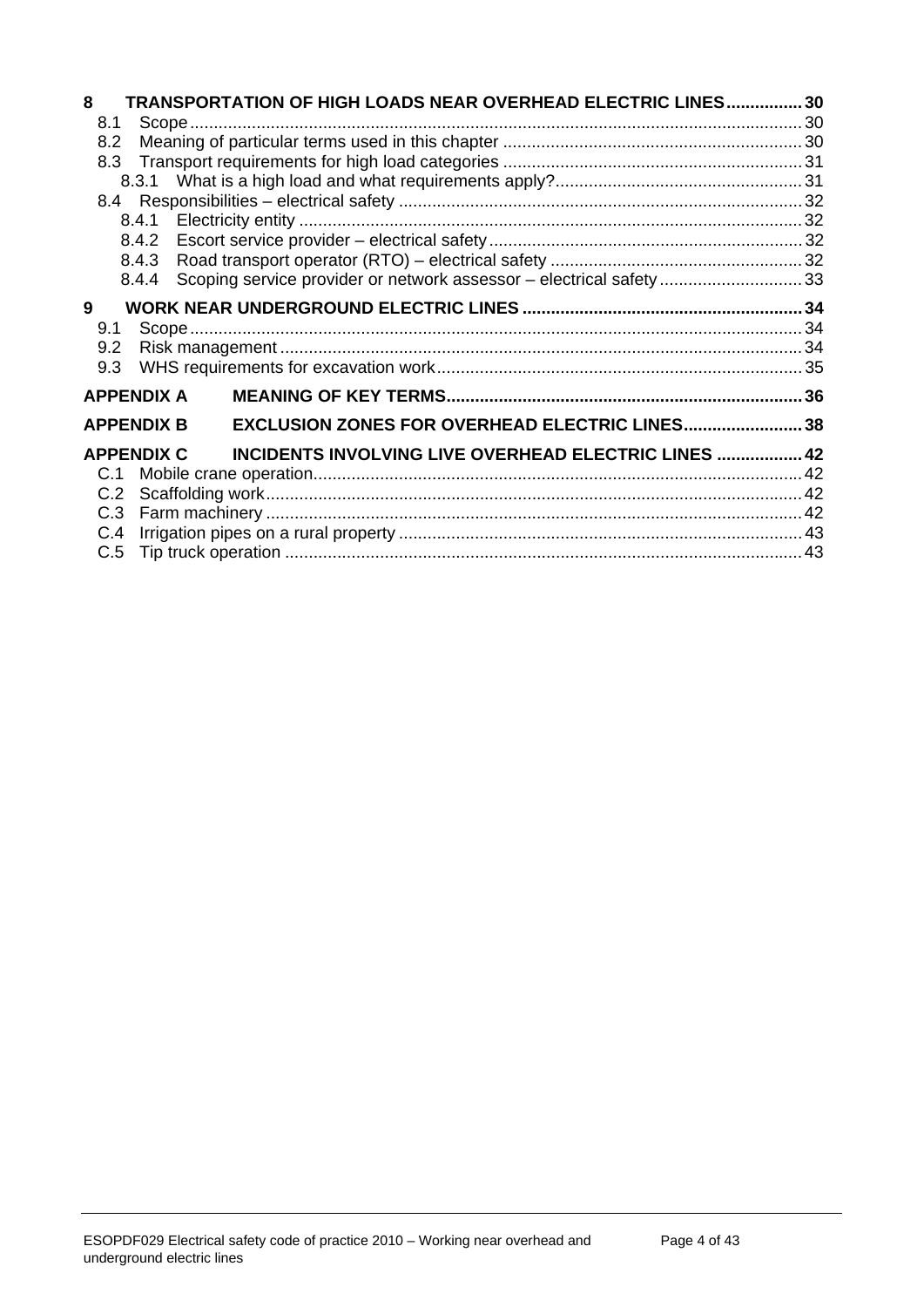**8 TRANSPORTATION OF HIGH LOADS NEAR OVERHEAD ELECTRIC LINES ................ 30**

- 8.1 Scope ................ 30
- 8.2 Meaning of particular terms used in this chapter ................ 30
- 8.3 Transport requirements for high load categories ................ 31
  - 8.3.1 What is a high load and what requirements apply? ................ 31
- 8.4 Responsibilities – electrical safety ................ 32
  - 8.4.1 Electricity entity ................ 32
  - 8.4.2 Escort service provider – electrical safety ................ 32
  - 8.4.3 Road transport operator (RTO) – electrical safety ................ 32
  - 8.4.4 Scoping service provider or network assessor – electrical safety ................ 33

**9 WORK NEAR UNDERGROUND ELECTRIC LINES ................ 34**

- 9.1 Scope ................ 34
- 9.2 Risk management ................ 34
- 9.3 WHS requirements for excavation work ................ 35

**APPENDIX A MEANING OF KEY TERMS ................ 36**

**APPENDIX B EXCLUSION ZONES FOR OVERHEAD ELECTRIC LINES ................ 38**

**APPENDIX C INCIDENTS INVOLVING LIVE OVERHEAD ELECTRIC LINES ................ 42**

- C.1 Mobile crane operation ................ 42
- C.2 Scaffolding work ................ 42
- C.3 Farm machinery ................ 42
- C.4 Irrigation pipes on a rural property ................ 43
- C.5 Tip truck operation ................ 43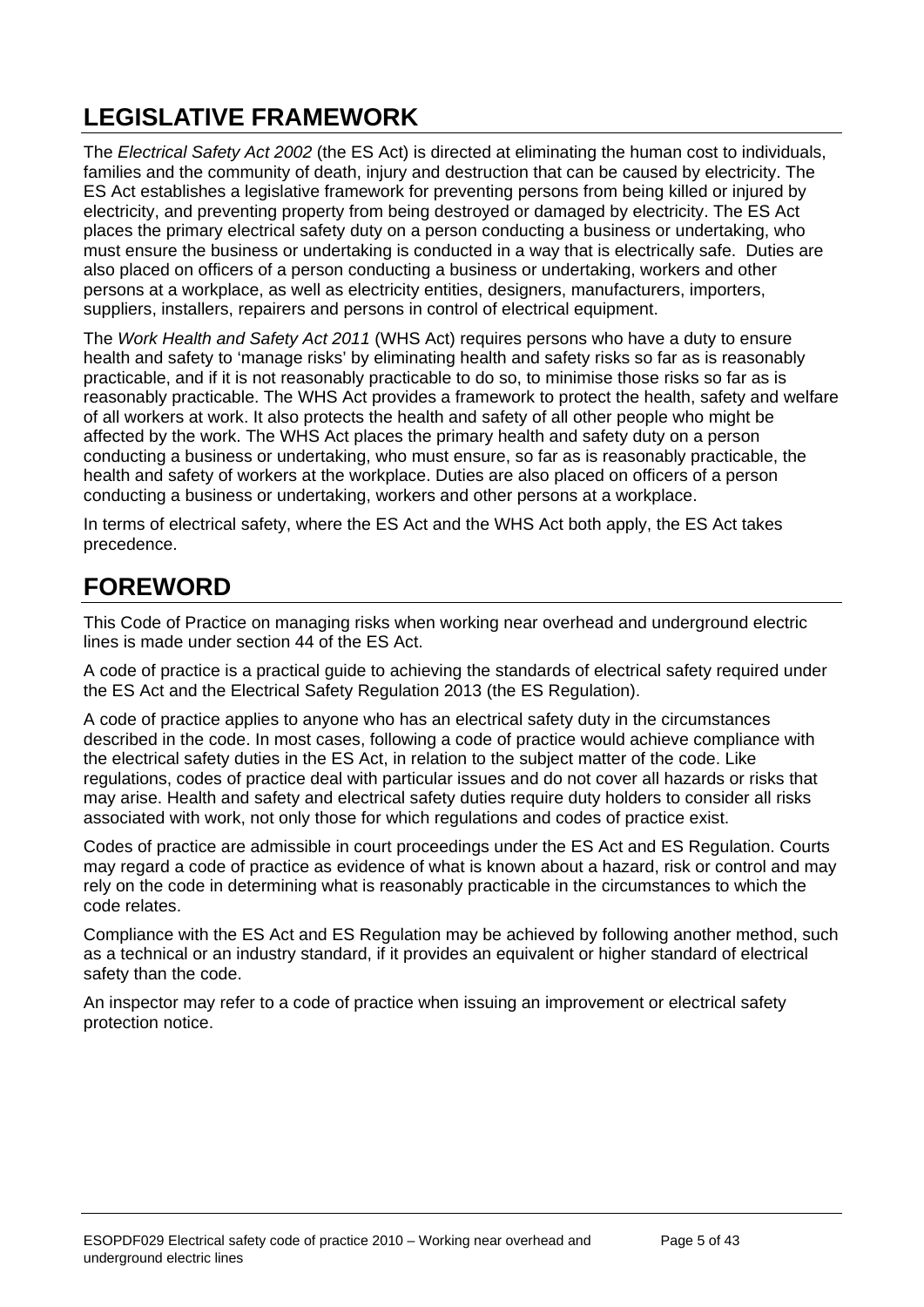# LEGISLATIVE FRAMEWORK

The *Electrical Safety Act 2002* (the ES Act) is directed at eliminating the human cost to individuals, families and the community of death, injury and destruction that can be caused by electricity. The ES Act establishes a legislative framework for preventing persons from being killed or injured by electricity, and preventing property from being destroyed or damaged by electricity. The ES Act places the primary electrical safety duty on a person conducting a business or undertaking, who must ensure the business or undertaking is conducted in a way that is electrically safe. Duties are also placed on officers of a person conducting a business or undertaking, workers and other persons at a workplace, as well as electricity entities, designers, manufacturers, importers, suppliers, installers, repairers and persons in control of electrical equipment.

The *Work Health and Safety Act 2011* (WHS Act) requires persons who have a duty to ensure health and safety to 'manage risks' by eliminating health and safety risks so far as is reasonably practicable, and if it is not reasonably practicable to do so, to minimise those risks so far as is reasonably practicable. The WHS Act provides a framework to protect the health, safety and welfare of all workers at work. It also protects the health and safety of all other people who might be affected by the work. The WHS Act places the primary health and safety duty on a person conducting a business or undertaking, who must ensure, so far as is reasonably practicable, the health and safety of workers at the workplace. Duties are also placed on officers of a person conducting a business or undertaking, workers and other persons at a workplace.

In terms of electrical safety, where the ES Act and the WHS Act both apply, the ES Act takes precedence.

# FOREWORD

This Code of Practice on managing risks when working near overhead and underground electric lines is made under section 44 of the ES Act.

A code of practice is a practical guide to achieving the standards of electrical safety required under the ES Act and the Electrical Safety Regulation 2013 (the ES Regulation).

A code of practice applies to anyone who has an electrical safety duty in the circumstances described in the code. In most cases, following a code of practice would achieve compliance with the electrical safety duties in the ES Act, in relation to the subject matter of the code. Like regulations, codes of practice deal with particular issues and do not cover all hazards or risks that may arise. Health and safety and electrical safety duties require duty holders to consider all risks associated with work, not only those for which regulations and codes of practice exist.

Codes of practice are admissible in court proceedings under the ES Act and ES Regulation. Courts may regard a code of practice as evidence of what is known about a hazard, risk or control and may rely on the code in determining what is reasonably practicable in the circumstances to which the code relates.

Compliance with the ES Act and ES Regulation may be achieved by following another method, such as a technical or an industry standard, if it provides an equivalent or higher standard of electrical safety than the code.

An inspector may refer to a code of practice when issuing an improvement or electrical safety protection notice.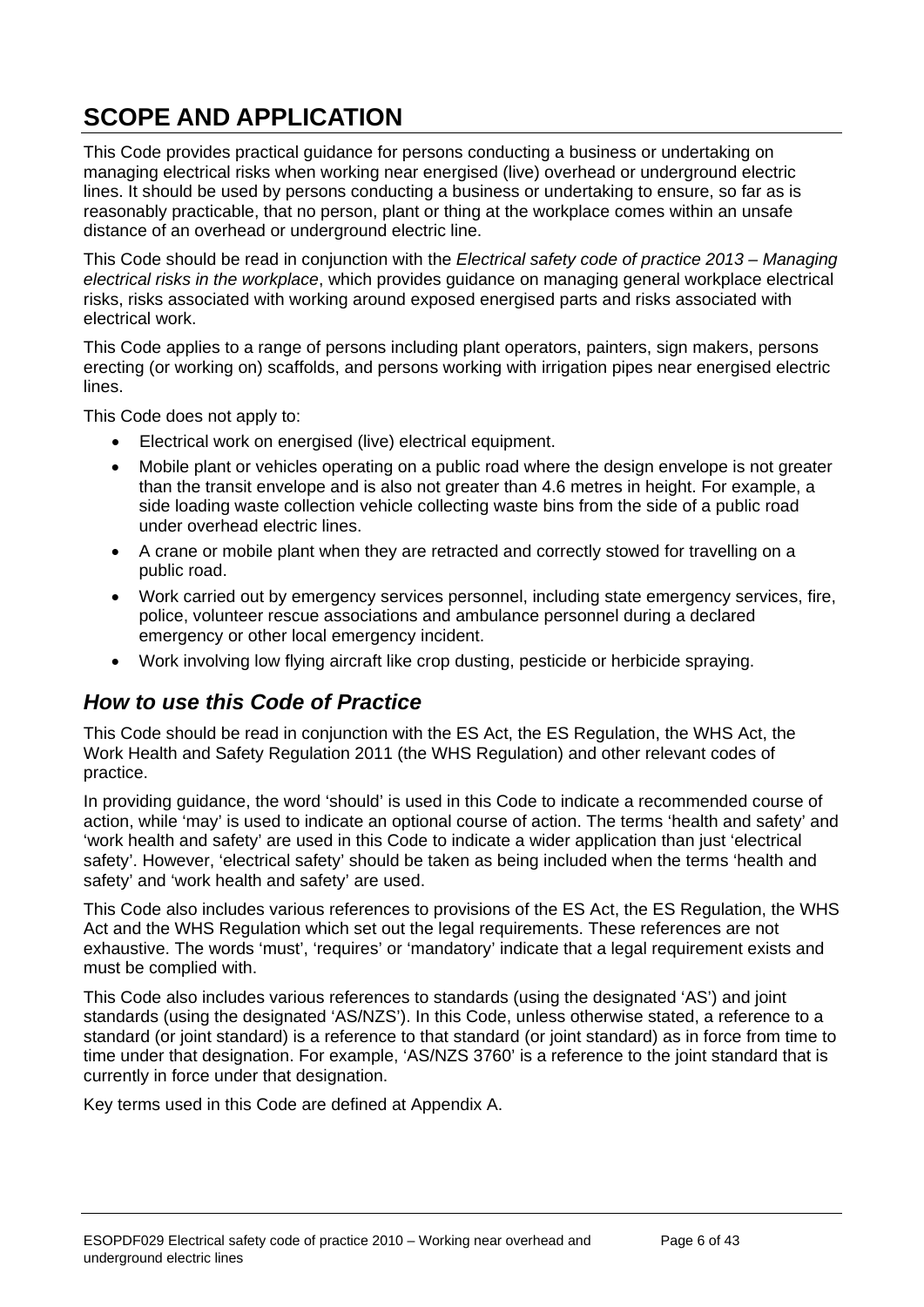# SCOPE AND APPLICATION

This Code provides practical guidance for persons conducting a business or undertaking on managing electrical risks when working near energised (live) overhead or underground electric lines. It should be used by persons conducting a business or undertaking to ensure, so far as is reasonably practicable, that no person, plant or thing at the workplace comes within an unsafe distance of an overhead or underground electric line.

This Code should be read in conjunction with the *Electrical safety code of practice 2013 – Managing electrical risks in the workplace*, which provides guidance on managing general workplace electrical risks, risks associated with working around exposed energised parts and risks associated with electrical work.

This Code applies to a range of persons including plant operators, painters, sign makers, persons erecting (or working on) scaffolds, and persons working with irrigation pipes near energised electric lines.

This Code does not apply to:

- Electrical work on energised (live) electrical equipment.
- Mobile plant or vehicles operating on a public road where the design envelope is not greater than the transit envelope and is also not greater than 4.6 metres in height. For example, a side loading waste collection vehicle collecting waste bins from the side of a public road under overhead electric lines.
- A crane or mobile plant when they are retracted and correctly stowed for travelling on a public road.
- Work carried out by emergency services personnel, including state emergency services, fire, police, volunteer rescue associations and ambulance personnel during a declared emergency or other local emergency incident.
- Work involving low flying aircraft like crop dusting, pesticide or herbicide spraying.

## *How to use this Code of Practice*

This Code should be read in conjunction with the ES Act, the ES Regulation, the WHS Act, the Work Health and Safety Regulation 2011 (the WHS Regulation) and other relevant codes of practice.

In providing guidance, the word 'should' is used in this Code to indicate a recommended course of action, while 'may' is used to indicate an optional course of action. The terms 'health and safety' and 'work health and safety' are used in this Code to indicate a wider application than just 'electrical safety'. However, 'electrical safety' should be taken as being included when the terms 'health and safety' and 'work health and safety' are used.

This Code also includes various references to provisions of the ES Act, the ES Regulation, the WHS Act and the WHS Regulation which set out the legal requirements. These references are not exhaustive. The words 'must', 'requires' or 'mandatory' indicate that a legal requirement exists and must be complied with.

This Code also includes various references to standards (using the designated 'AS') and joint standards (using the designated 'AS/NZS'). In this Code, unless otherwise stated, a reference to a standard (or joint standard) is a reference to that standard (or joint standard) as in force from time to time under that designation. For example, 'AS/NZS 3760' is a reference to the joint standard that is currently in force under that designation.

Key terms used in this Code are defined at Appendix A.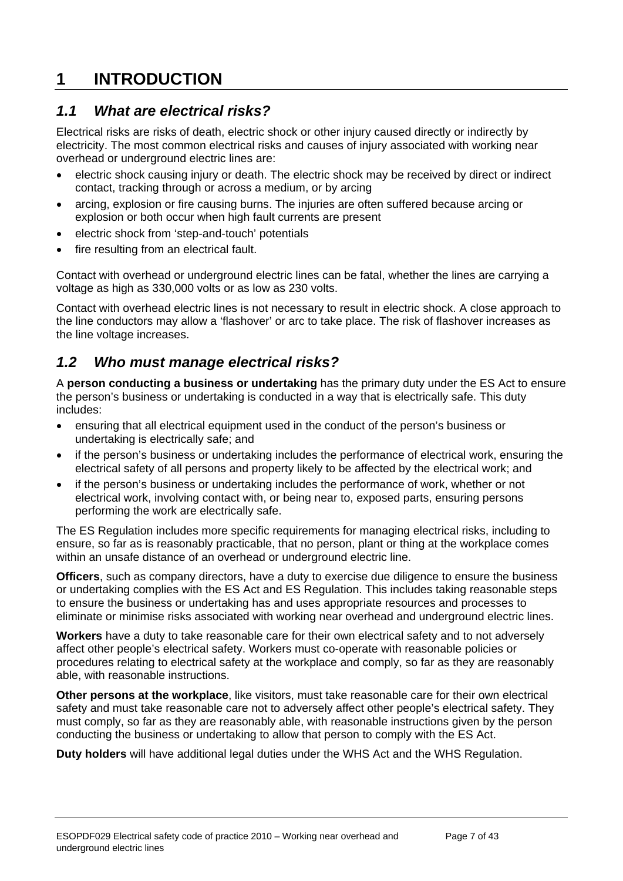# 1 INTRODUCTION

## *1.1 What are electrical risks?*

Electrical risks are risks of death, electric shock or other injury caused directly or indirectly by electricity. The most common electrical risks and causes of injury associated with working near overhead or underground electric lines are:

- electric shock causing injury or death. The electric shock may be received by direct or indirect contact, tracking through or across a medium, or by arcing
- arcing, explosion or fire causing burns. The injuries are often suffered because arcing or explosion or both occur when high fault currents are present
- electric shock from 'step-and-touch' potentials
- fire resulting from an electrical fault.

Contact with overhead or underground electric lines can be fatal, whether the lines are carrying a voltage as high as 330,000 volts or as low as 230 volts.

Contact with overhead electric lines is not necessary to result in electric shock. A close approach to the line conductors may allow a 'flashover' or arc to take place. The risk of flashover increases as the line voltage increases.

## *1.2 Who must manage electrical risks?*

A **person conducting a business or undertaking** has the primary duty under the ES Act to ensure the person's business or undertaking is conducted in a way that is electrically safe. This duty includes:

- ensuring that all electrical equipment used in the conduct of the person's business or undertaking is electrically safe; and
- if the person's business or undertaking includes the performance of electrical work, ensuring the electrical safety of all persons and property likely to be affected by the electrical work; and
- if the person's business or undertaking includes the performance of work, whether or not electrical work, involving contact with, or being near to, exposed parts, ensuring persons performing the work are electrically safe.

The ES Regulation includes more specific requirements for managing electrical risks, including to ensure, so far as is reasonably practicable, that no person, plant or thing at the workplace comes within an unsafe distance of an overhead or underground electric line.

**Officers**, such as company directors, have a duty to exercise due diligence to ensure the business or undertaking complies with the ES Act and ES Regulation. This includes taking reasonable steps to ensure the business or undertaking has and uses appropriate resources and processes to eliminate or minimise risks associated with working near overhead and underground electric lines.

**Workers** have a duty to take reasonable care for their own electrical safety and to not adversely affect other people's electrical safety. Workers must co-operate with reasonable policies or procedures relating to electrical safety at the workplace and comply, so far as they are reasonably able, with reasonable instructions.

**Other persons at the workplace**, like visitors, must take reasonable care for their own electrical safety and must take reasonable care not to adversely affect other people's electrical safety. They must comply, so far as they are reasonably able, with reasonable instructions given by the person conducting the business or undertaking to allow that person to comply with the ES Act.

**Duty holders** will have additional legal duties under the WHS Act and the WHS Regulation.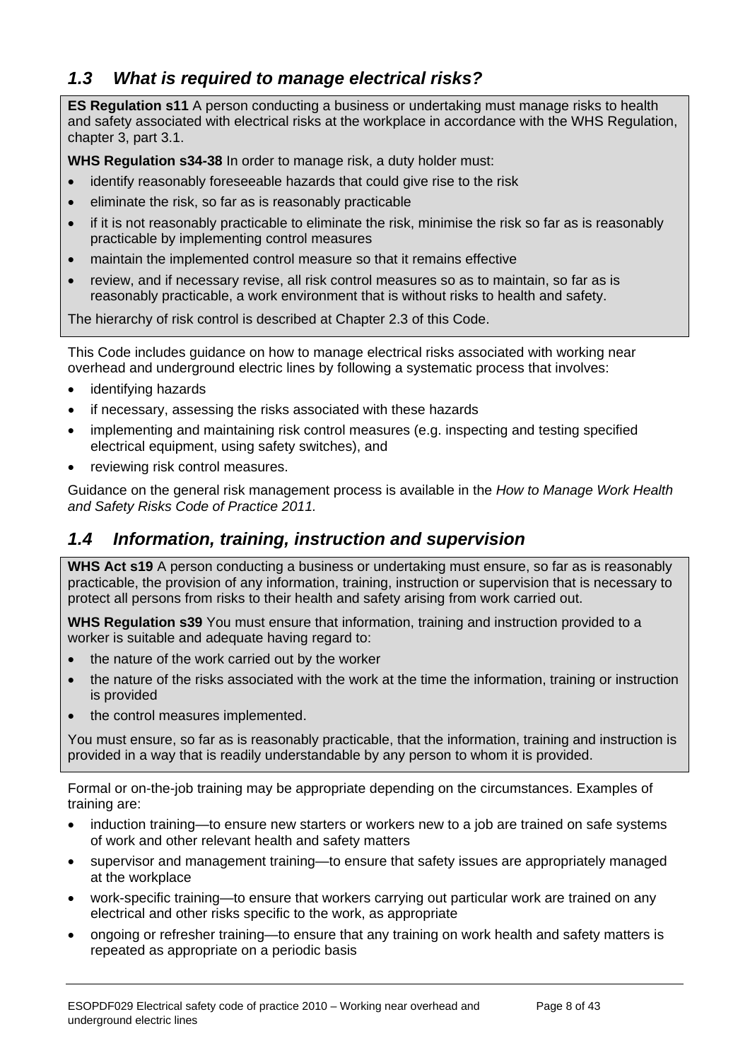## *1.3 What is required to manage electrical risks?*

**ES Regulation s11** A person conducting a business or undertaking must manage risks to health and safety associated with electrical risks at the workplace in accordance with the WHS Regulation, chapter 3, part 3.1.

**WHS Regulation s34-38** In order to manage risk, a duty holder must:

- identify reasonably foreseeable hazards that could give rise to the risk
- eliminate the risk, so far as is reasonably practicable
- if it is not reasonably practicable to eliminate the risk, minimise the risk so far as is reasonably practicable by implementing control measures
- maintain the implemented control measure so that it remains effective
- review, and if necessary revise, all risk control measures so as to maintain, so far as is reasonably practicable, a work environment that is without risks to health and safety.

The hierarchy of risk control is described at Chapter 2.3 of this Code.

This Code includes guidance on how to manage electrical risks associated with working near overhead and underground electric lines by following a systematic process that involves:

- identifying hazards
- if necessary, assessing the risks associated with these hazards
- implementing and maintaining risk control measures (e.g. inspecting and testing specified electrical equipment, using safety switches), and
- reviewing risk control measures.

Guidance on the general risk management process is available in the *How to Manage Work Health and Safety Risks Code of Practice 2011.*

## *1.4 Information, training, instruction and supervision*

**WHS Act s19** A person conducting a business or undertaking must ensure, so far as is reasonably practicable, the provision of any information, training, instruction or supervision that is necessary to protect all persons from risks to their health and safety arising from work carried out.

**WHS Regulation s39** You must ensure that information, training and instruction provided to a worker is suitable and adequate having regard to:

- the nature of the work carried out by the worker
- the nature of the risks associated with the work at the time the information, training or instruction is provided
- the control measures implemented.

You must ensure, so far as is reasonably practicable, that the information, training and instruction is provided in a way that is readily understandable by any person to whom it is provided.

Formal or on-the-job training may be appropriate depending on the circumstances. Examples of training are:

- induction training—to ensure new starters or workers new to a job are trained on safe systems of work and other relevant health and safety matters
- supervisor and management training—to ensure that safety issues are appropriately managed at the workplace
- work-specific training—to ensure that workers carrying out particular work are trained on any electrical and other risks specific to the work, as appropriate
- ongoing or refresher training—to ensure that any training on work health and safety matters is repeated as appropriate on a periodic basis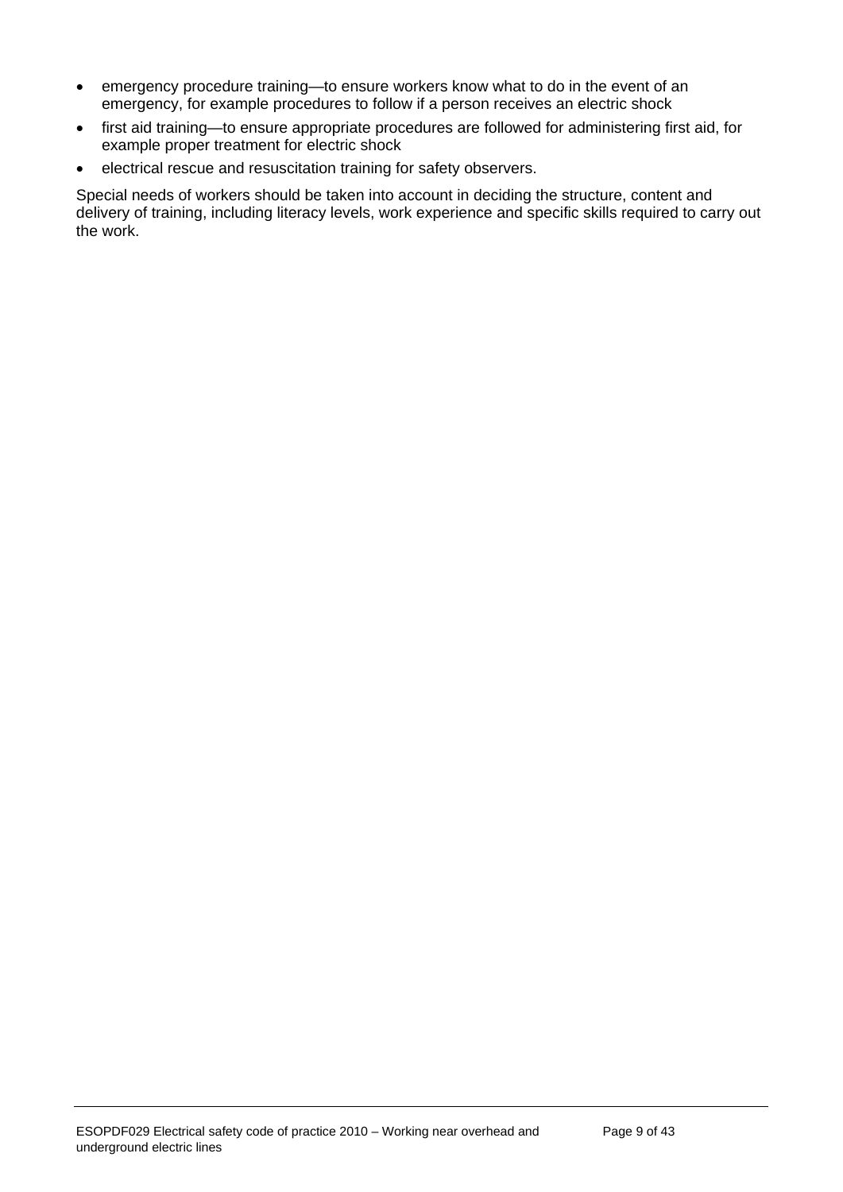- emergency procedure training—to ensure workers know what to do in the event of an emergency, for example procedures to follow if a person receives an electric shock
- first aid training—to ensure appropriate procedures are followed for administering first aid, for example proper treatment for electric shock
- electrical rescue and resuscitation training for safety observers.

Special needs of workers should be taken into account in deciding the structure, content and delivery of training, including literacy levels, work experience and specific skills required to carry out the work.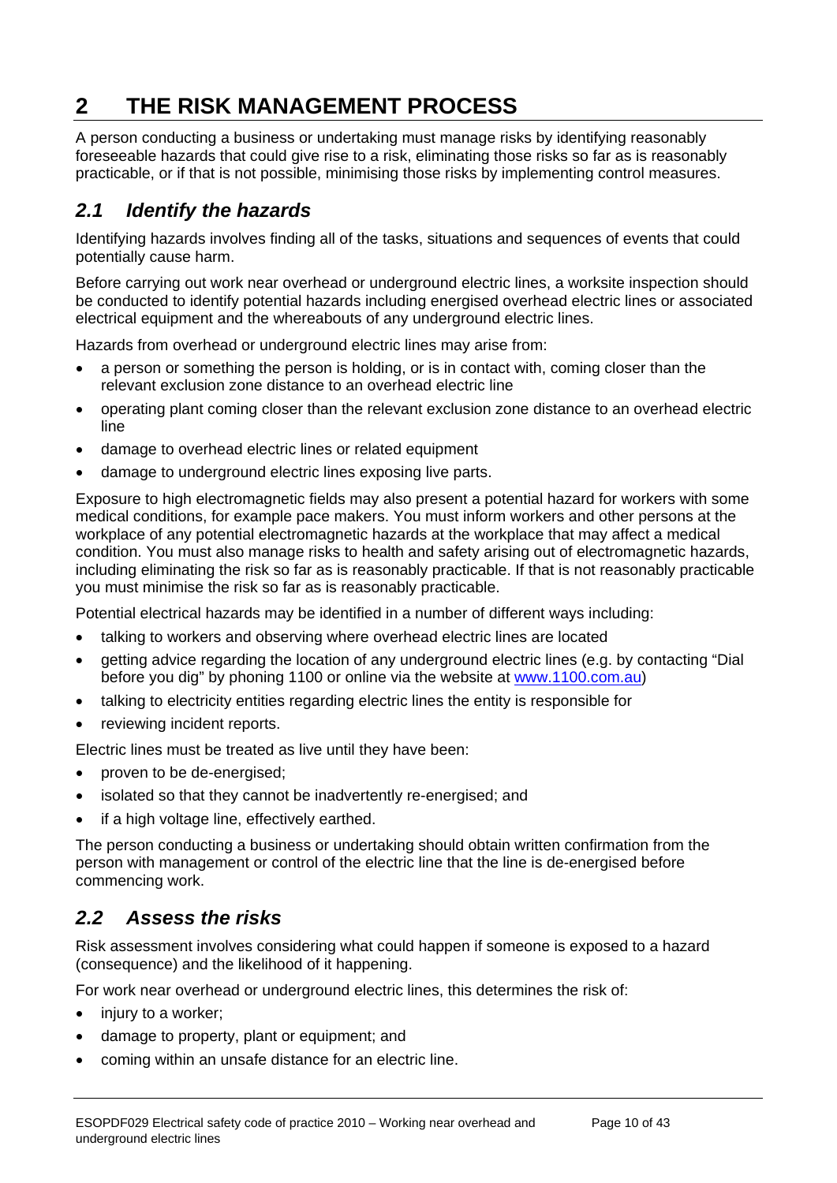# 2 THE RISK MANAGEMENT PROCESS

A person conducting a business or undertaking must manage risks by identifying reasonably foreseeable hazards that could give rise to a risk, eliminating those risks so far as is reasonably practicable, or if that is not possible, minimising those risks by implementing control measures.

## *2.1 Identify the hazards*

Identifying hazards involves finding all of the tasks, situations and sequences of events that could potentially cause harm.

Before carrying out work near overhead or underground electric lines, a worksite inspection should be conducted to identify potential hazards including energised overhead electric lines or associated electrical equipment and the whereabouts of any underground electric lines.

Hazards from overhead or underground electric lines may arise from:

- a person or something the person is holding, or is in contact with, coming closer than the relevant exclusion zone distance to an overhead electric line
- operating plant coming closer than the relevant exclusion zone distance to an overhead electric line
- damage to overhead electric lines or related equipment
- damage to underground electric lines exposing live parts.

Exposure to high electromagnetic fields may also present a potential hazard for workers with some medical conditions, for example pace makers. You must inform workers and other persons at the workplace of any potential electromagnetic hazards at the workplace that may affect a medical condition. You must also manage risks to health and safety arising out of electromagnetic hazards, including eliminating the risk so far as is reasonably practicable. If that is not reasonably practicable you must minimise the risk so far as is reasonably practicable.

Potential electrical hazards may be identified in a number of different ways including:

- talking to workers and observing where overhead electric lines are located
- getting advice regarding the location of any underground electric lines (e.g. by contacting "Dial before you dig" by phoning 1100 or online via the website at [www.1100.com.au](www.1100.com.au))
- talking to electricity entities regarding electric lines the entity is responsible for
- reviewing incident reports.

Electric lines must be treated as live until they have been:

- proven to be de-energised;
- isolated so that they cannot be inadvertently re-energised; and
- if a high voltage line, effectively earthed.

The person conducting a business or undertaking should obtain written confirmation from the person with management or control of the electric line that the line is de-energised before commencing work.

## *2.2 Assess the risks*

Risk assessment involves considering what could happen if someone is exposed to a hazard (consequence) and the likelihood of it happening.

For work near overhead or underground electric lines, this determines the risk of:

- injury to a worker;
- damage to property, plant or equipment; and
- coming within an unsafe distance for an electric line.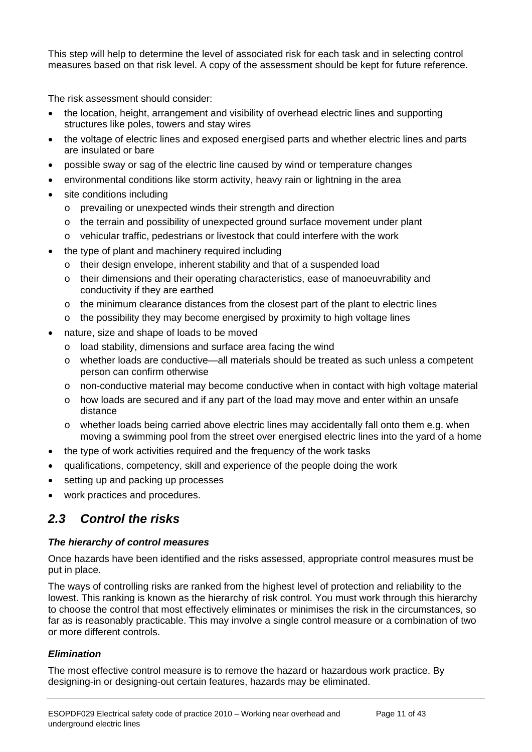This step will help to determine the level of associated risk for each task and in selecting control measures based on that risk level. A copy of the assessment should be kept for future reference.

The risk assessment should consider:

- the location, height, arrangement and visibility of overhead electric lines and supporting structures like poles, towers and stay wires
- the voltage of electric lines and exposed energised parts and whether electric lines and parts are insulated or bare
- possible sway or sag of the electric line caused by wind or temperature changes
- environmental conditions like storm activity, heavy rain or lightning in the area
- site conditions including
  - prevailing or unexpected winds their strength and direction
  - the terrain and possibility of unexpected ground surface movement under plant
  - vehicular traffic, pedestrians or livestock that could interfere with the work
- the type of plant and machinery required including
  - their design envelope, inherent stability and that of a suspended load
  - their dimensions and their operating characteristics, ease of manoeuvrability and conductivity if they are earthed
  - the minimum clearance distances from the closest part of the plant to electric lines
  - the possibility they may become energised by proximity to high voltage lines
- nature, size and shape of loads to be moved
  - load stability, dimensions and surface area facing the wind
  - whether loads are conductive—all materials should be treated as such unless a competent person can confirm otherwise
  - non-conductive material may become conductive when in contact with high voltage material
  - how loads are secured and if any part of the load may move and enter within an unsafe distance
  - whether loads being carried above electric lines may accidentally fall onto them e.g. when moving a swimming pool from the street over energised electric lines into the yard of a home
- the type of work activities required and the frequency of the work tasks
- qualifications, competency, skill and experience of the people doing the work
- setting up and packing up processes
- work practices and procedures.

## *2.3 Control the risks*

### *The hierarchy of control measures*

Once hazards have been identified and the risks assessed, appropriate control measures must be put in place.

The ways of controlling risks are ranked from the highest level of protection and reliability to the lowest. This ranking is known as the hierarchy of risk control. You must work through this hierarchy to choose the control that most effectively eliminates or minimises the risk in the circumstances, so far as is reasonably practicable. This may involve a single control measure or a combination of two or more different controls.

### *Elimination*

The most effective control measure is to remove the hazard or hazardous work practice. By designing-in or designing-out certain features, hazards may be eliminated.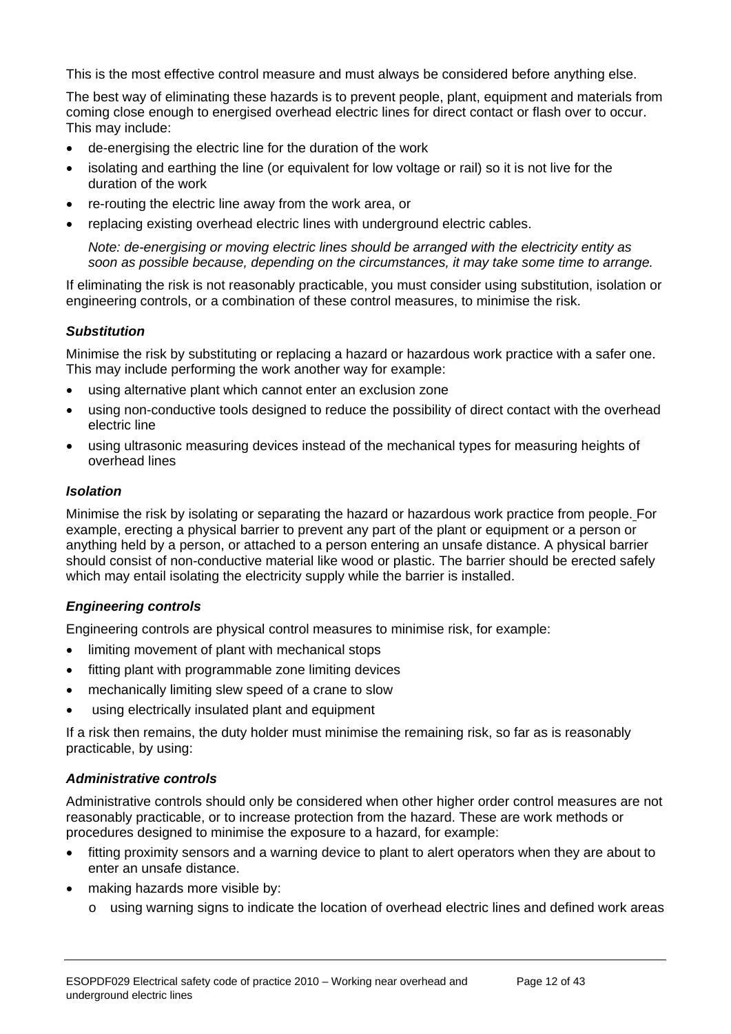This is the most effective control measure and must always be considered before anything else.

The best way of eliminating these hazards is to prevent people, plant, equipment and materials from coming close enough to energised overhead electric lines for direct contact or flash over to occur. This may include:

- de-energising the electric line for the duration of the work
- isolating and earthing the line (or equivalent for low voltage or rail) so it is not live for the duration of the work
- re-routing the electric line away from the work area, or
- replacing existing overhead electric lines with underground electric cables.

*Note: de-energising or moving electric lines should be arranged with the electricity entity as soon as possible because, depending on the circumstances, it may take some time to arrange.*

If eliminating the risk is not reasonably practicable, you must consider using substitution, isolation or engineering controls, or a combination of these control measures, to minimise the risk.

#### *Substitution*

Minimise the risk by substituting or replacing a hazard or hazardous work practice with a safer one. This may include performing the work another way for example:

- using alternative plant which cannot enter an exclusion zone
- using non-conductive tools designed to reduce the possibility of direct contact with the overhead electric line
- using ultrasonic measuring devices instead of the mechanical types for measuring heights of overhead lines

#### *Isolation*

Minimise the risk by isolating or separating the hazard or hazardous work practice from people. For example, erecting a physical barrier to prevent any part of the plant or equipment or a person or anything held by a person, or attached to a person entering an unsafe distance. A physical barrier should consist of non-conductive material like wood or plastic. The barrier should be erected safely which may entail isolating the electricity supply while the barrier is installed.

#### *Engineering controls*

Engineering controls are physical control measures to minimise risk, for example:

- limiting movement of plant with mechanical stops
- fitting plant with programmable zone limiting devices
- mechanically limiting slew speed of a crane to slow
- using electrically insulated plant and equipment

If a risk then remains, the duty holder must minimise the remaining risk, so far as is reasonably practicable, by using:

#### *Administrative controls*

Administrative controls should only be considered when other higher order control measures are not reasonably practicable, or to increase protection from the hazard. These are work methods or procedures designed to minimise the exposure to a hazard, for example:

- fitting proximity sensors and a warning device to plant to alert operators when they are about to enter an unsafe distance.
- making hazards more visible by:
  - using warning signs to indicate the location of overhead electric lines and defined work areas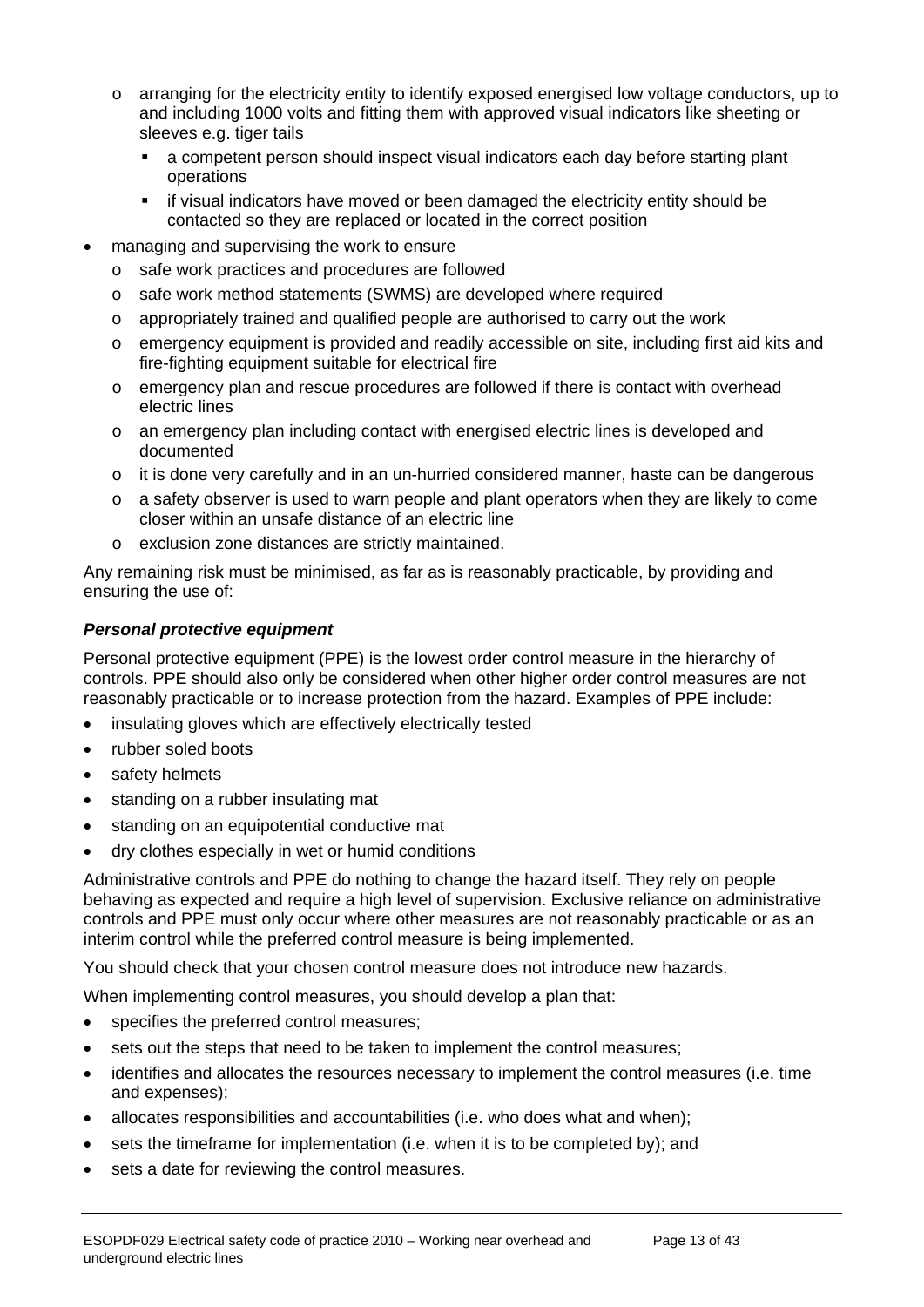- arranging for the electricity entity to identify exposed energised low voltage conductors, up to and including 1000 volts and fitting them with approved visual indicators like sheeting or sleeves e.g. tiger tails
        - a competent person should inspect visual indicators each day before starting plant operations
        - if visual indicators have moved or been damaged the electricity entity should be contacted so they are replaced or located in the correct position
- managing and supervising the work to ensure
    - safe work practices and procedures are followed
    - safe work method statements (SWMS) are developed where required
    - appropriately trained and qualified people are authorised to carry out the work
    - emergency equipment is provided and readily accessible on site, including first aid kits and fire-fighting equipment suitable for electrical fire
    - emergency plan and rescue procedures are followed if there is contact with overhead electric lines
    - an emergency plan including contact with energised electric lines is developed and documented
    - it is done very carefully and in an un-hurried considered manner, haste can be dangerous
    - a safety observer is used to warn people and plant operators when they are likely to come closer within an unsafe distance of an electric line
    - exclusion zone distances are strictly maintained.

Any remaining risk must be minimised, as far as is reasonably practicable, by providing and ensuring the use of:

***Personal protective equipment***

Personal protective equipment (PPE) is the lowest order control measure in the hierarchy of controls. PPE should also only be considered when other higher order control measures are not reasonably practicable or to increase protection from the hazard. Examples of PPE include:

- insulating gloves which are effectively electrically tested
- rubber soled boots
- safety helmets
- standing on a rubber insulating mat
- standing on an equipotential conductive mat
- dry clothes especially in wet or humid conditions

Administrative controls and PPE do nothing to change the hazard itself. They rely on people behaving as expected and require a high level of supervision. Exclusive reliance on administrative controls and PPE must only occur where other measures are not reasonably practicable or as an interim control while the preferred control measure is being implemented.

You should check that your chosen control measure does not introduce new hazards.

When implementing control measures, you should develop a plan that:

- specifies the preferred control measures;
- sets out the steps that need to be taken to implement the control measures;
- identifies and allocates the resources necessary to implement the control measures (i.e. time and expenses);
- allocates responsibilities and accountabilities (i.e. who does what and when);
- sets the timeframe for implementation (i.e. when it is to be completed by); and
- sets a date for reviewing the control measures.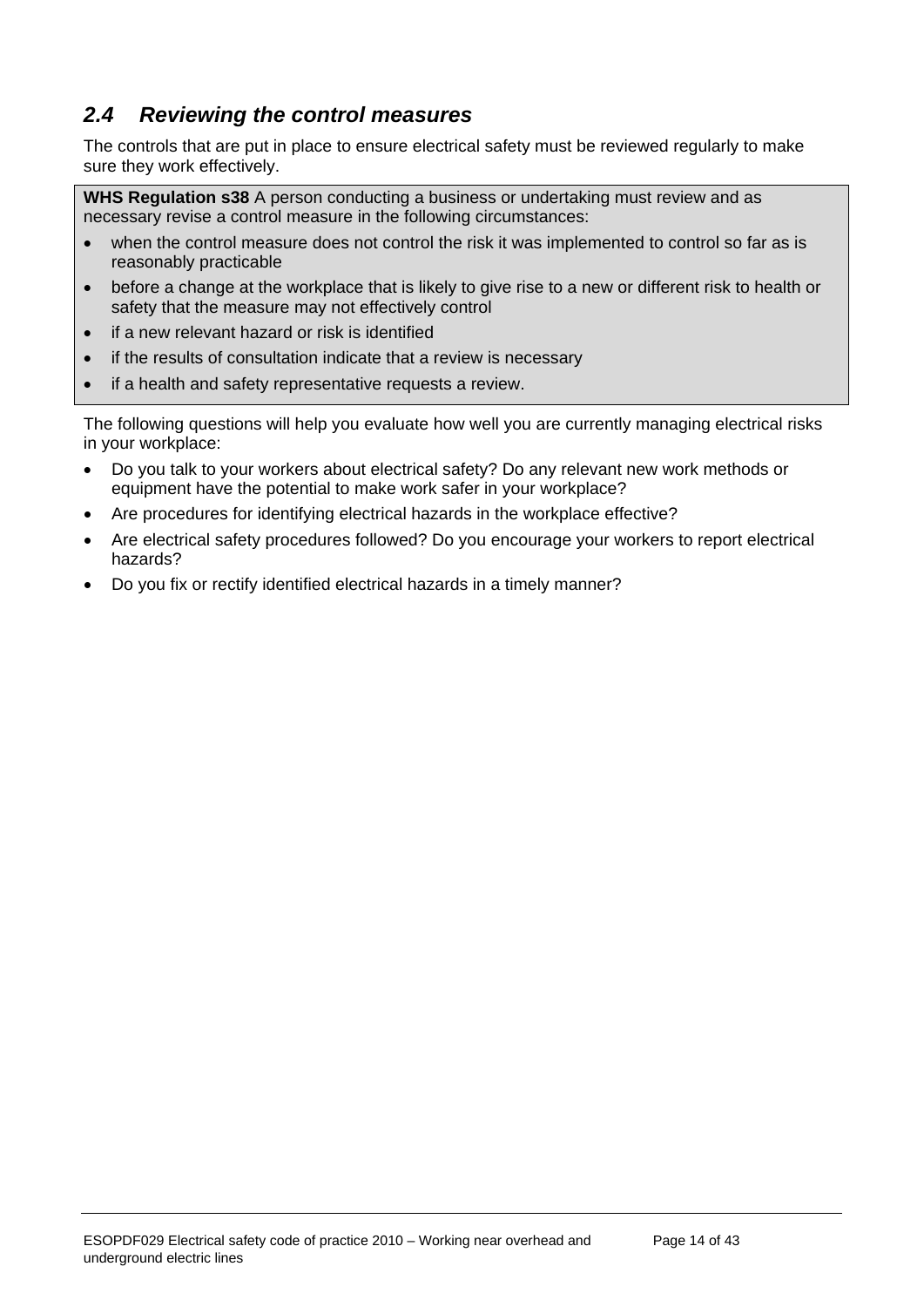## *2.4 Reviewing the control measures*

The controls that are put in place to ensure electrical safety must be reviewed regularly to make sure they work effectively.

> **WHS Regulation s38** A person conducting a business or undertaking must review and as necessary revise a control measure in the following circumstances:
>
> - when the control measure does not control the risk it was implemented to control so far as is reasonably practicable
> - before a change at the workplace that is likely to give rise to a new or different risk to health or safety that the measure may not effectively control
> - if a new relevant hazard or risk is identified
> - if the results of consultation indicate that a review is necessary
> - if a health and safety representative requests a review.

The following questions will help you evaluate how well you are currently managing electrical risks in your workplace:

- Do you talk to your workers about electrical safety? Do any relevant new work methods or equipment have the potential to make work safer in your workplace?
- Are procedures for identifying electrical hazards in the workplace effective?
- Are electrical safety procedures followed? Do you encourage your workers to report electrical hazards?
- Do you fix or rectify identified electrical hazards in a timely manner?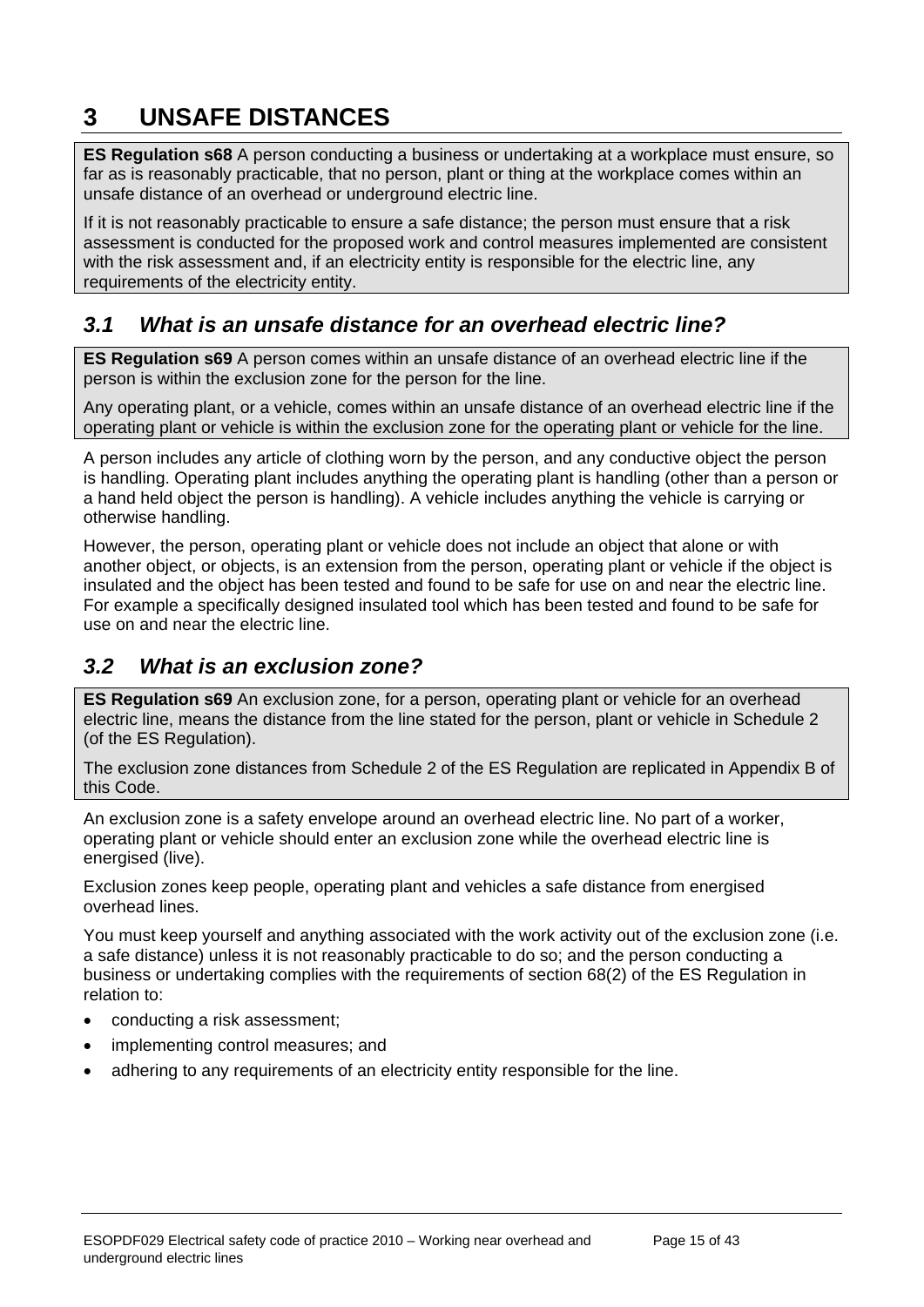# 3 UNSAFE DISTANCES

**ES Regulation s68** A person conducting a business or undertaking at a workplace must ensure, so far as is reasonably practicable, that no person, plant or thing at the workplace comes within an unsafe distance of an overhead or underground electric line.

If it is not reasonably practicable to ensure a safe distance; the person must ensure that a risk assessment is conducted for the proposed work and control measures implemented are consistent with the risk assessment and, if an electricity entity is responsible for the electric line, any requirements of the electricity entity.

## *3.1 What is an unsafe distance for an overhead electric line?*

**ES Regulation s69** A person comes within an unsafe distance of an overhead electric line if the person is within the exclusion zone for the person for the line.

Any operating plant, or a vehicle, comes within an unsafe distance of an overhead electric line if the operating plant or vehicle is within the exclusion zone for the operating plant or vehicle for the line.

A person includes any article of clothing worn by the person, and any conductive object the person is handling. Operating plant includes anything the operating plant is handling (other than a person or a hand held object the person is handling). A vehicle includes anything the vehicle is carrying or otherwise handling.

However, the person, operating plant or vehicle does not include an object that alone or with another object, or objects, is an extension from the person, operating plant or vehicle if the object is insulated and the object has been tested and found to be safe for use on and near the electric line. For example a specifically designed insulated tool which has been tested and found to be safe for use on and near the electric line.

## *3.2 What is an exclusion zone?*

**ES Regulation s69** An exclusion zone, for a person, operating plant or vehicle for an overhead electric line, means the distance from the line stated for the person, plant or vehicle in Schedule 2 (of the ES Regulation).

The exclusion zone distances from Schedule 2 of the ES Regulation are replicated in Appendix B of this Code.

An exclusion zone is a safety envelope around an overhead electric line. No part of a worker, operating plant or vehicle should enter an exclusion zone while the overhead electric line is energised (live).

Exclusion zones keep people, operating plant and vehicles a safe distance from energised overhead lines.

You must keep yourself and anything associated with the work activity out of the exclusion zone (i.e. a safe distance) unless it is not reasonably practicable to do so; and the person conducting a business or undertaking complies with the requirements of section 68(2) of the ES Regulation in relation to:

- conducting a risk assessment;
- implementing control measures; and
- adhering to any requirements of an electricity entity responsible for the line.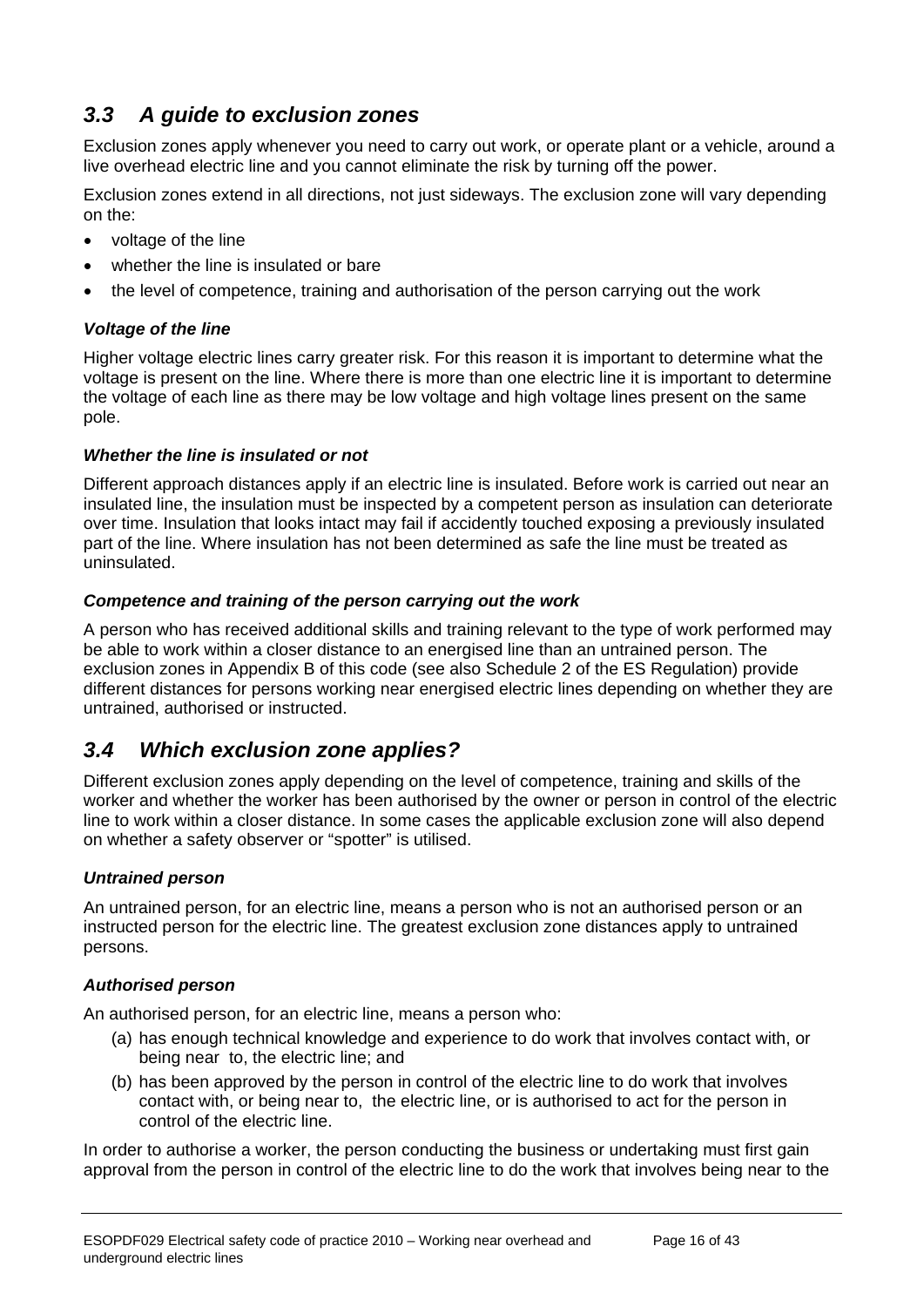## *3.3 A guide to exclusion zones*

Exclusion zones apply whenever you need to carry out work, or operate plant or a vehicle, around a live overhead electric line and you cannot eliminate the risk by turning off the power.

Exclusion zones extend in all directions, not just sideways. The exclusion zone will vary depending on the:

- voltage of the line
- whether the line is insulated or bare
- the level of competence, training and authorisation of the person carrying out the work

### *Voltage of the line*

Higher voltage electric lines carry greater risk. For this reason it is important to determine what the voltage is present on the line. Where there is more than one electric line it is important to determine the voltage of each line as there may be low voltage and high voltage lines present on the same pole.

### *Whether the line is insulated or not*

Different approach distances apply if an electric line is insulated. Before work is carried out near an insulated line, the insulation must be inspected by a competent person as insulation can deteriorate over time. Insulation that looks intact may fail if accidently touched exposing a previously insulated part of the line. Where insulation has not been determined as safe the line must be treated as uninsulated.

### *Competence and training of the person carrying out the work*

A person who has received additional skills and training relevant to the type of work performed may be able to work within a closer distance to an energised line than an untrained person. The exclusion zones in Appendix B of this code (see also Schedule 2 of the ES Regulation) provide different distances for persons working near energised electric lines depending on whether they are untrained, authorised or instructed.

## *3.4 Which exclusion zone applies?*

Different exclusion zones apply depending on the level of competence, training and skills of the worker and whether the worker has been authorised by the owner or person in control of the electric line to work within a closer distance. In some cases the applicable exclusion zone will also depend on whether a safety observer or "spotter" is utilised.

### *Untrained person*

An untrained person, for an electric line, means a person who is not an authorised person or an instructed person for the electric line. The greatest exclusion zone distances apply to untrained persons.

### *Authorised person*

An authorised person, for an electric line, means a person who:

(a) has enough technical knowledge and experience to do work that involves contact with, or being near to, the electric line; and

(b) has been approved by the person in control of the electric line to do work that involves contact with, or being near to, the electric line, or is authorised to act for the person in control of the electric line.

In order to authorise a worker, the person conducting the business or undertaking must first gain approval from the person in control of the electric line to do the work that involves being near to the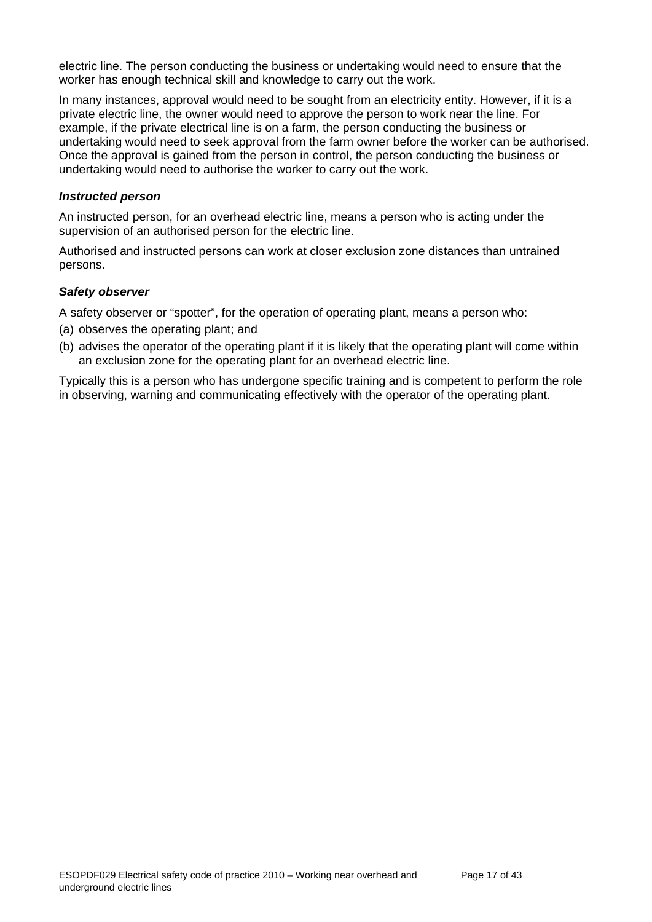electric line. The person conducting the business or undertaking would need to ensure that the worker has enough technical skill and knowledge to carry out the work.

In many instances, approval would need to be sought from an electricity entity. However, if it is a private electric line, the owner would need to approve the person to work near the line. For example, if the private electrical line is on a farm, the person conducting the business or undertaking would need to seek approval from the farm owner before the worker can be authorised. Once the approval is gained from the person in control, the person conducting the business or undertaking would need to authorise the worker to carry out the work.

#### ***Instructed person***

An instructed person, for an overhead electric line, means a person who is acting under the supervision of an authorised person for the electric line.

Authorised and instructed persons can work at closer exclusion zone distances than untrained persons.

#### ***Safety observer***

A safety observer or “spotter”, for the operation of operating plant, means a person who:

(a) observes the operating plant; and

(b) advises the operator of the operating plant if it is likely that the operating plant will come within an exclusion zone for the operating plant for an overhead electric line.

Typically this is a person who has undergone specific training and is competent to perform the role in observing, warning and communicating effectively with the operator of the operating plant.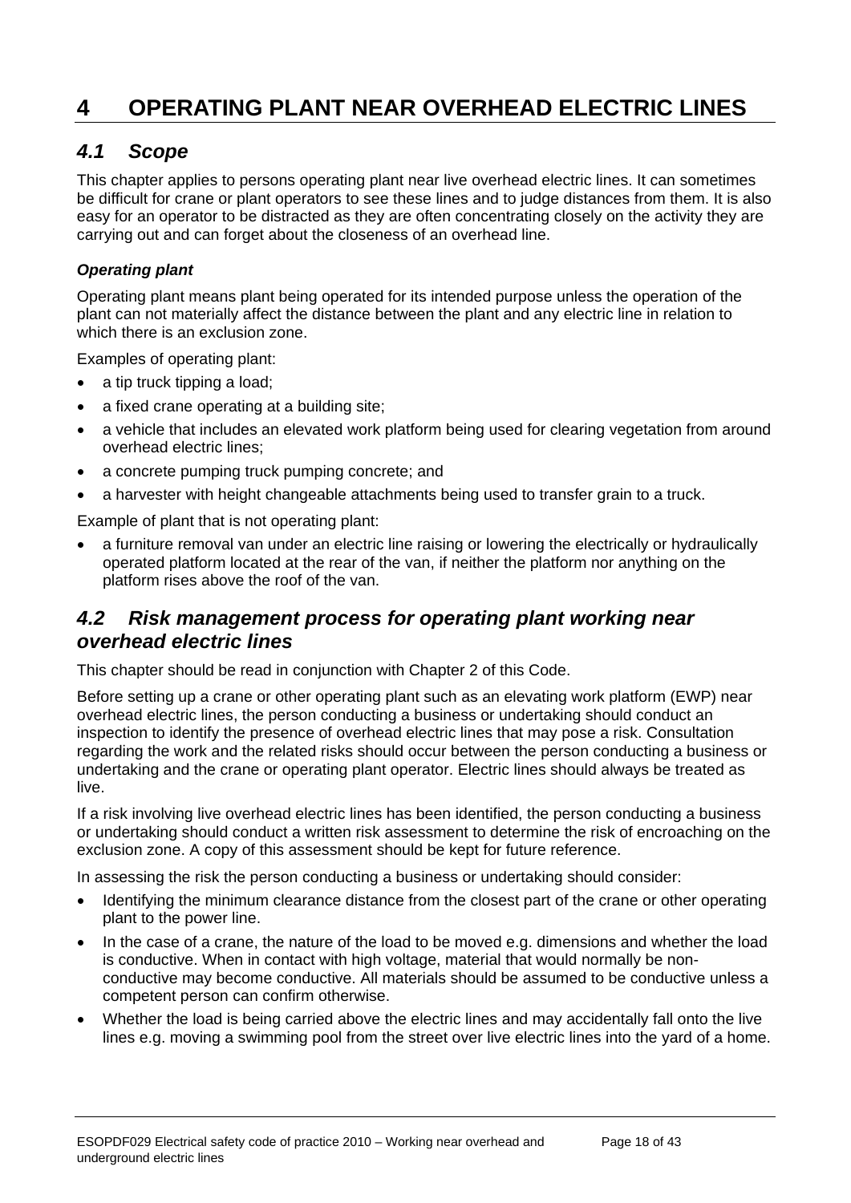# 4 OPERATING PLANT NEAR OVERHEAD ELECTRIC LINES

## *4.1 Scope*

This chapter applies to persons operating plant near live overhead electric lines. It can sometimes be difficult for crane or plant operators to see these lines and to judge distances from them. It is also easy for an operator to be distracted as they are often concentrating closely on the activity they are carrying out and can forget about the closeness of an overhead line.

### *Operating plant*

Operating plant means plant being operated for its intended purpose unless the operation of the plant can not materially affect the distance between the plant and any electric line in relation to which there is an exclusion zone.

Examples of operating plant:

- a tip truck tipping a load;
- a fixed crane operating at a building site;
- a vehicle that includes an elevated work platform being used for clearing vegetation from around overhead electric lines;
- a concrete pumping truck pumping concrete; and
- a harvester with height changeable attachments being used to transfer grain to a truck.

Example of plant that is not operating plant:

- a furniture removal van under an electric line raising or lowering the electrically or hydraulically operated platform located at the rear of the van, if neither the platform nor anything on the platform rises above the roof of the van.

## *4.2 Risk management process for operating plant working near overhead electric lines*

This chapter should be read in conjunction with Chapter 2 of this Code.

Before setting up a crane or other operating plant such as an elevating work platform (EWP) near overhead electric lines, the person conducting a business or undertaking should conduct an inspection to identify the presence of overhead electric lines that may pose a risk. Consultation regarding the work and the related risks should occur between the person conducting a business or undertaking and the crane or operating plant operator. Electric lines should always be treated as live.

If a risk involving live overhead electric lines has been identified, the person conducting a business or undertaking should conduct a written risk assessment to determine the risk of encroaching on the exclusion zone. A copy of this assessment should be kept for future reference.

In assessing the risk the person conducting a business or undertaking should consider:

- Identifying the minimum clearance distance from the closest part of the crane or other operating plant to the power line.
- In the case of a crane, the nature of the load to be moved e.g. dimensions and whether the load is conductive. When in contact with high voltage, material that would normally be non-conductive may become conductive. All materials should be assumed to be conductive unless a competent person can confirm otherwise.
- Whether the load is being carried above the electric lines and may accidentally fall onto the live lines e.g. moving a swimming pool from the street over live electric lines into the yard of a home.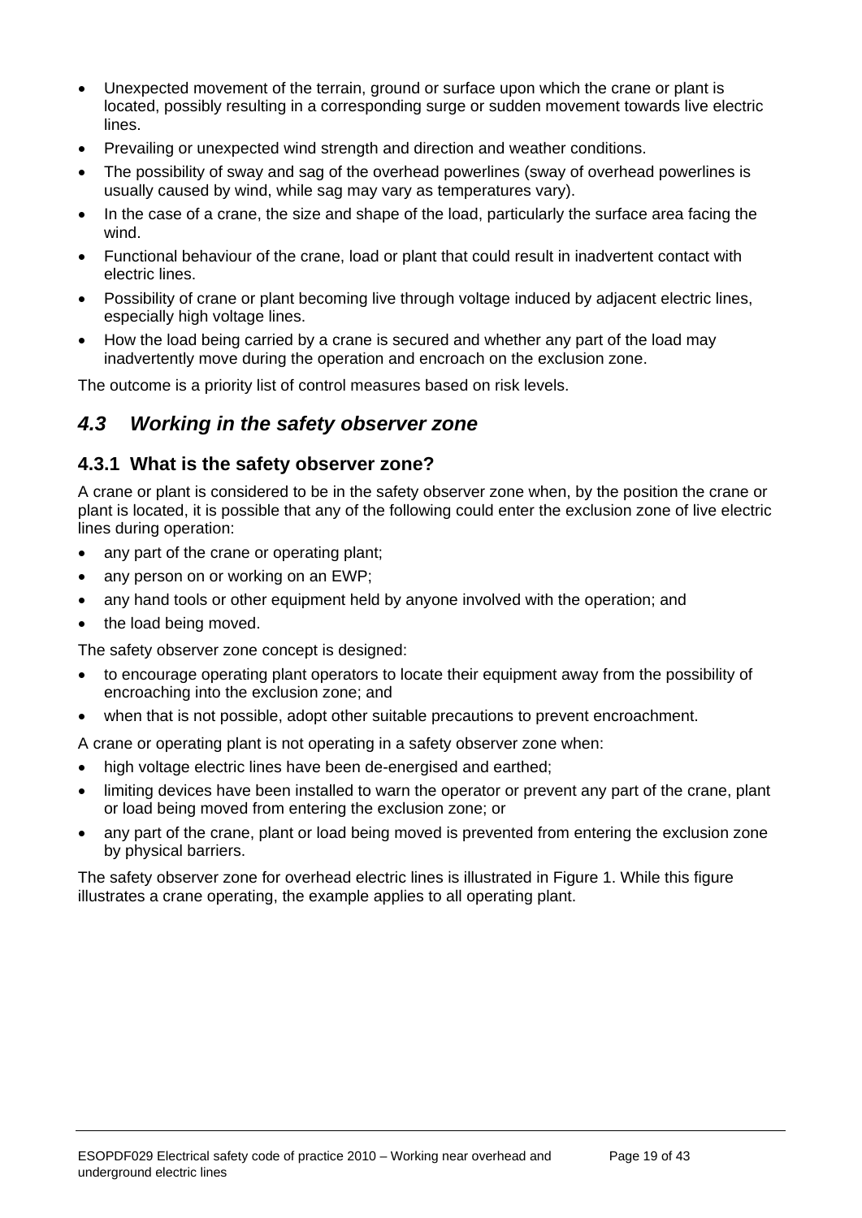- Unexpected movement of the terrain, ground or surface upon which the crane or plant is located, possibly resulting in a corresponding surge or sudden movement towards live electric lines.
- Prevailing or unexpected wind strength and direction and weather conditions.
- The possibility of sway and sag of the overhead powerlines (sway of overhead powerlines is usually caused by wind, while sag may vary as temperatures vary).
- In the case of a crane, the size and shape of the load, particularly the surface area facing the wind.
- Functional behaviour of the crane, load or plant that could result in inadvertent contact with electric lines.
- Possibility of crane or plant becoming live through voltage induced by adjacent electric lines, especially high voltage lines.
- How the load being carried by a crane is secured and whether any part of the load may inadvertently move during the operation and encroach on the exclusion zone.

The outcome is a priority list of control measures based on risk levels.

## *4.3 Working in the safety observer zone*

### 4.3.1 What is the safety observer zone?

A crane or plant is considered to be in the safety observer zone when, by the position the crane or plant is located, it is possible that any of the following could enter the exclusion zone of live electric lines during operation:

- any part of the crane or operating plant;
- any person on or working on an EWP;
- any hand tools or other equipment held by anyone involved with the operation; and
- the load being moved.

The safety observer zone concept is designed:

- to encourage operating plant operators to locate their equipment away from the possibility of encroaching into the exclusion zone; and
- when that is not possible, adopt other suitable precautions to prevent encroachment.

A crane or operating plant is not operating in a safety observer zone when:

- high voltage electric lines have been de-energised and earthed;
- limiting devices have been installed to warn the operator or prevent any part of the crane, plant or load being moved from entering the exclusion zone; or
- any part of the crane, plant or load being moved is prevented from entering the exclusion zone by physical barriers.

The safety observer zone for overhead electric lines is illustrated in Figure 1. While this figure illustrates a crane operating, the example applies to all operating plant.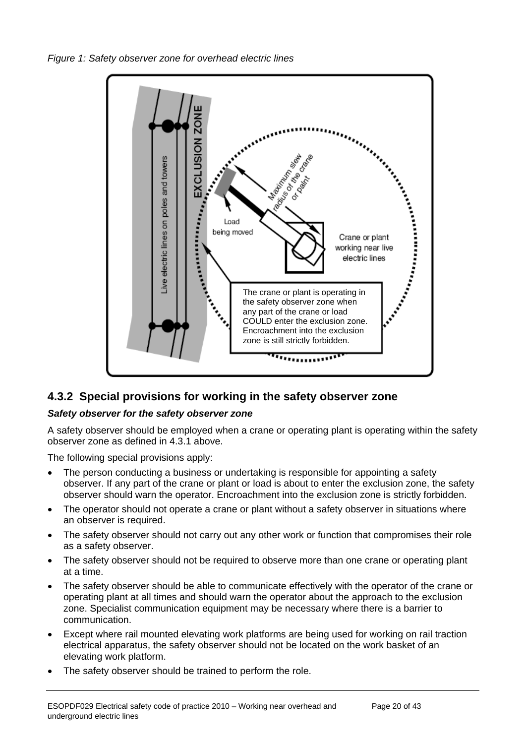*Figure 1: Safety observer zone for overhead electric lines*

> The crane or plant is operating in the safety observer zone when any part of the crane or load COULD enter the exclusion zone. Encroachment into the exclusion zone is still strictly forbidden.

## 4.3.2 Special provisions for working in the safety observer zone

***Safety observer for the safety observer zone***

A safety observer should be employed when a crane or operating plant is operating within the safety observer zone as defined in 4.3.1 above.

The following special provisions apply:

- The person conducting a business or undertaking is responsible for appointing a safety observer. If any part of the crane or plant or load is about to enter the exclusion zone, the safety observer should warn the operator. Encroachment into the exclusion zone is strictly forbidden.
- The operator should not operate a crane or plant without a safety observer in situations where an observer is required.
- The safety observer should not carry out any other work or function that compromises their role as a safety observer.
- The safety observer should not be required to observe more than one crane or operating plant at a time.
- The safety observer should be able to communicate effectively with the operator of the crane or operating plant at all times and should warn the operator about the approach to the exclusion zone. Specialist communication equipment may be necessary where there is a barrier to communication.
- Except where rail mounted elevating work platforms are being used for working on rail traction electrical apparatus, the safety observer should not be located on the work basket of an elevating work platform.
- The safety observer should be trained to perform the role.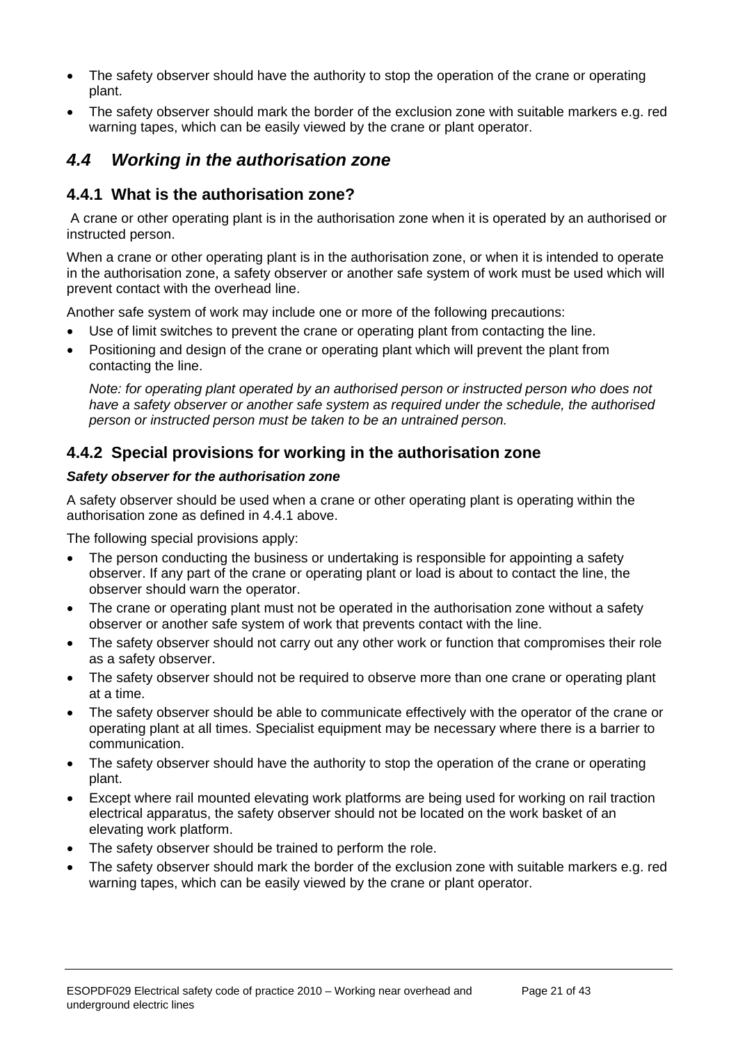- The safety observer should have the authority to stop the operation of the crane or operating plant.
- The safety observer should mark the border of the exclusion zone with suitable markers e.g. red warning tapes, which can be easily viewed by the crane or plant operator.

## *4.4 Working in the authorisation zone*

### 4.4.1 What is the authorisation zone?

A crane or other operating plant is in the authorisation zone when it is operated by an authorised or instructed person.

When a crane or other operating plant is in the authorisation zone, or when it is intended to operate in the authorisation zone, a safety observer or another safe system of work must be used which will prevent contact with the overhead line.

Another safe system of work may include one or more of the following precautions:

- Use of limit switches to prevent the crane or operating plant from contacting the line.
- Positioning and design of the crane or operating plant which will prevent the plant from contacting the line.

  *Note: for operating plant operated by an authorised person or instructed person who does not have a safety observer or another safe system as required under the schedule, the authorised person or instructed person must be taken to be an untrained person.*

### 4.4.2 Special provisions for working in the authorisation zone

***Safety observer for the authorisation zone***

A safety observer should be used when a crane or other operating plant is operating within the authorisation zone as defined in 4.4.1 above.

The following special provisions apply:

- The person conducting the business or undertaking is responsible for appointing a safety observer. If any part of the crane or operating plant or load is about to contact the line, the observer should warn the operator.
- The crane or operating plant must not be operated in the authorisation zone without a safety observer or another safe system of work that prevents contact with the line.
- The safety observer should not carry out any other work or function that compromises their role as a safety observer.
- The safety observer should not be required to observe more than one crane or operating plant at a time.
- The safety observer should be able to communicate effectively with the operator of the crane or operating plant at all times. Specialist equipment may be necessary where there is a barrier to communication.
- The safety observer should have the authority to stop the operation of the crane or operating plant.
- Except where rail mounted elevating work platforms are being used for working on rail traction electrical apparatus, the safety observer should not be located on the work basket of an elevating work platform.
- The safety observer should be trained to perform the role.
- The safety observer should mark the border of the exclusion zone with suitable markers e.g. red warning tapes, which can be easily viewed by the crane or plant operator.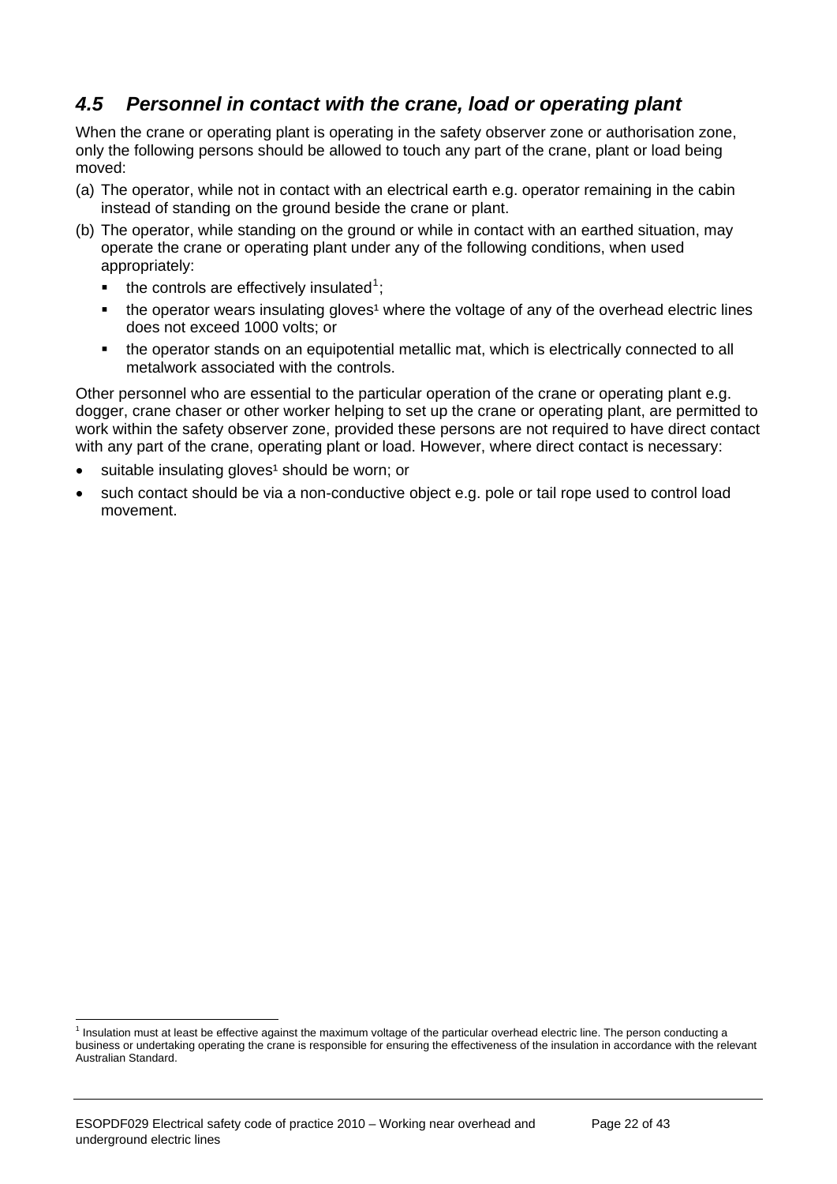## *4.5 Personnel in contact with the crane, load or operating plant*

When the crane or operating plant is operating in the safety observer zone or authorisation zone, only the following persons should be allowed to touch any part of the crane, plant or load being moved:

(a) The operator, while not in contact with an electrical earth e.g. operator remaining in the cabin instead of standing on the ground beside the crane or plant.

(b) The operator, while standing on the ground or while in contact with an earthed situation, may operate the crane or operating plant under any of the following conditions, when used appropriately:

- the controls are effectively insulated[1];
- the operator wears insulating gloves[1] where the voltage of any of the overhead electric lines does not exceed 1000 volts; or
- the operator stands on an equipotential metallic mat, which is electrically connected to all metalwork associated with the controls.

Other personnel who are essential to the particular operation of the crane or operating plant e.g. dogger, crane chaser or other worker helping to set up the crane or operating plant, are permitted to work within the safety observer zone, provided these persons are not required to have direct contact with any part of the crane, operating plant or load. However, where direct contact is necessary:

- suitable insulating gloves[1] should be worn; or
- such contact should be via a non-conductive object e.g. pole or tail rope used to control load movement.

---

[1] Insulation must at least be effective against the maximum voltage of the particular overhead electric line. The person conducting a business or undertaking operating the crane is responsible for ensuring the effectiveness of the insulation in accordance with the relevant Australian Standard.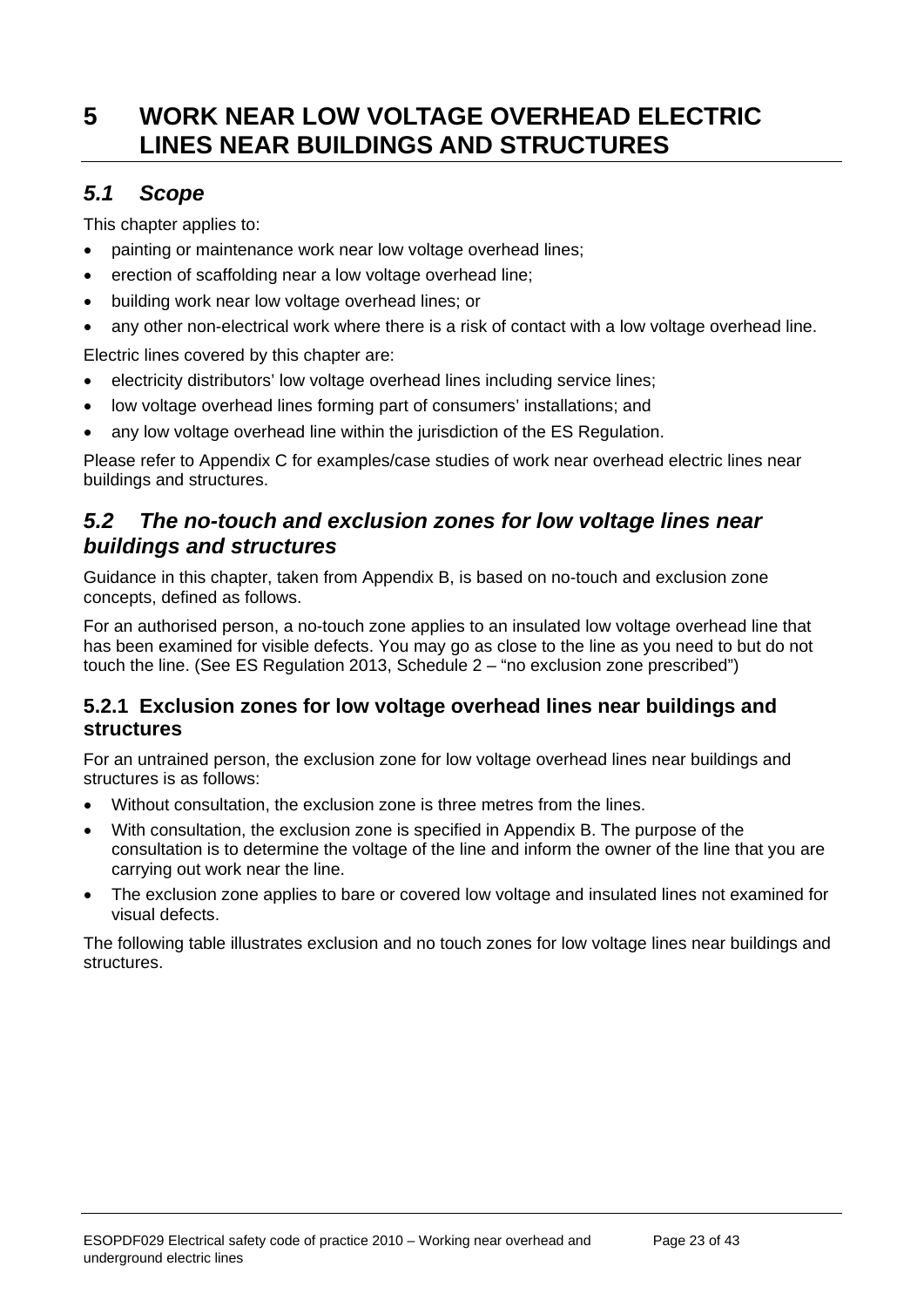# 5 WORK NEAR LOW VOLTAGE OVERHEAD ELECTRIC LINES NEAR BUILDINGS AND STRUCTURES

## *5.1 Scope*

This chapter applies to:

- painting or maintenance work near low voltage overhead lines;
- erection of scaffolding near a low voltage overhead line;
- building work near low voltage overhead lines; or
- any other non-electrical work where there is a risk of contact with a low voltage overhead line.

Electric lines covered by this chapter are:

- electricity distributors' low voltage overhead lines including service lines;
- low voltage overhead lines forming part of consumers' installations; and
- any low voltage overhead line within the jurisdiction of the ES Regulation.

Please refer to Appendix C for examples/case studies of work near overhead electric lines near buildings and structures.

## *5.2 The no-touch and exclusion zones for low voltage lines near buildings and structures*

Guidance in this chapter, taken from Appendix B, is based on no-touch and exclusion zone concepts, defined as follows.

For an authorised person, a no-touch zone applies to an insulated low voltage overhead line that has been examined for visible defects. You may go as close to the line as you need to but do not touch the line. (See ES Regulation 2013, Schedule 2 – "no exclusion zone prescribed")

### 5.2.1 Exclusion zones for low voltage overhead lines near buildings and structures

For an untrained person, the exclusion zone for low voltage overhead lines near buildings and structures is as follows:

- Without consultation, the exclusion zone is three metres from the lines.
- With consultation, the exclusion zone is specified in Appendix B. The purpose of the consultation is to determine the voltage of the line and inform the owner of the line that you are carrying out work near the line.
- The exclusion zone applies to bare or covered low voltage and insulated lines not examined for visual defects.

The following table illustrates exclusion and no touch zones for low voltage lines near buildings and structures.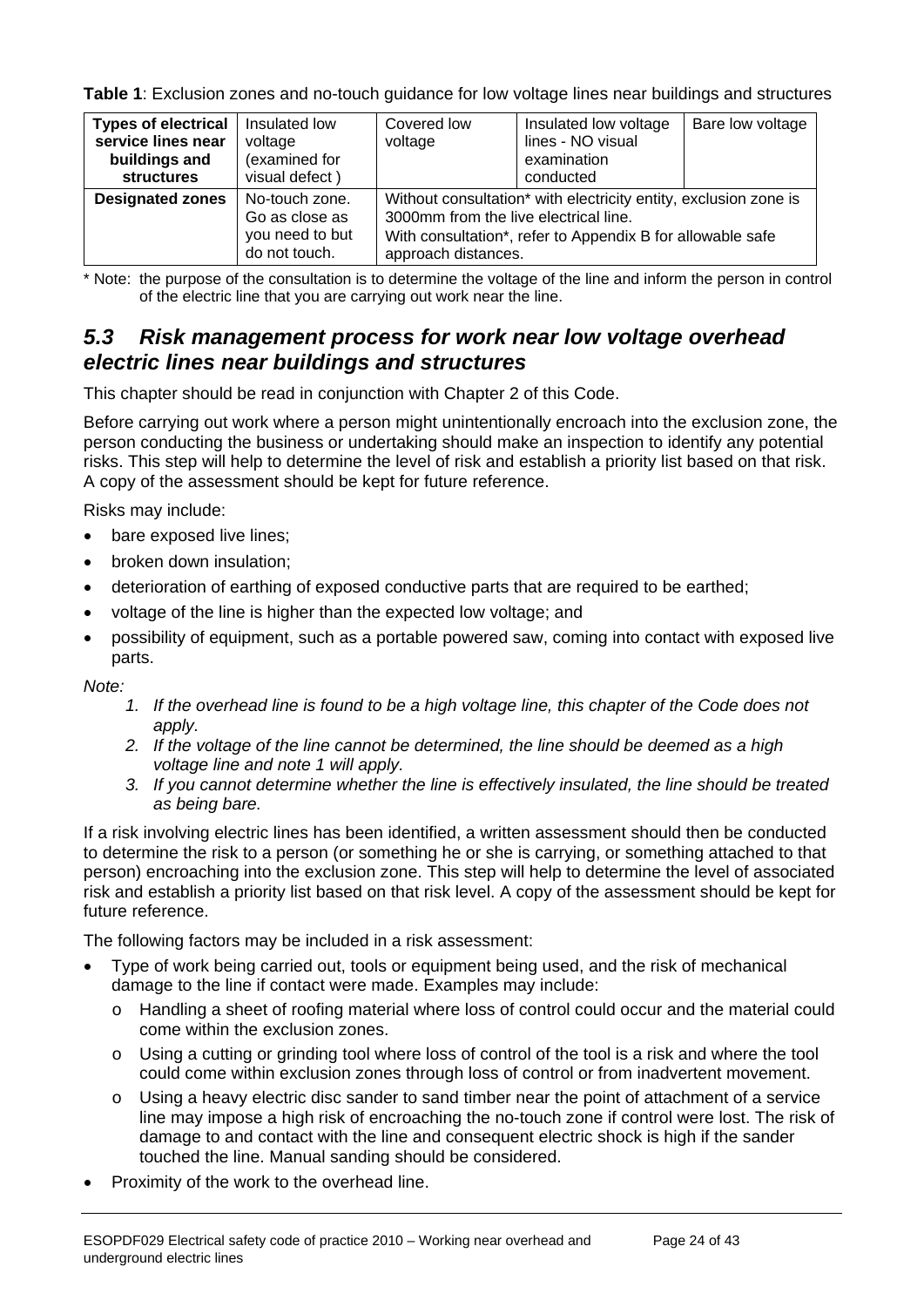**Table 1**: Exclusion zones and no-touch guidance for low voltage lines near buildings and structures

| **Types of electrical service lines near buildings and structures** | Insulated low voltage (examined for visual defect ) | Covered low voltage | Insulated low voltage lines - NO visual examination conducted | Bare low voltage |
|---|---|---|---|---|
| **Designated zones** | No-touch zone. Go as close as you need to but do not touch. | Without consultation* with electricity entity, exclusion zone is 3000mm from the live electrical line. With consultation*, refer to Appendix B for allowable safe approach distances. | | |

\* Note: the purpose of the consultation is to determine the voltage of the line and inform the person in control of the electric line that you are carrying out work near the line.

## *5.3 Risk management process for work near low voltage overhead electric lines near buildings and structures*

This chapter should be read in conjunction with Chapter 2 of this Code.

Before carrying out work where a person might unintentionally encroach into the exclusion zone, the person conducting the business or undertaking should make an inspection to identify any potential risks. This step will help to determine the level of risk and establish a priority list based on that risk. A copy of the assessment should be kept for future reference.

Risks may include:

- bare exposed live lines;
- broken down insulation;
- deterioration of earthing of exposed conductive parts that are required to be earthed;
- voltage of the line is higher than the expected low voltage; and
- possibility of equipment, such as a portable powered saw, coming into contact with exposed live parts.

*Note:*

1. *If the overhead line is found to be a high voltage line, this chapter of the Code does not apply.*
2. *If the voltage of the line cannot be determined, the line should be deemed as a high voltage line and note 1 will apply.*
3. *If you cannot determine whether the line is effectively insulated, the line should be treated as being bare.*

If a risk involving electric lines has been identified, a written assessment should then be conducted to determine the risk to a person (or something he or she is carrying, or something attached to that person) encroaching into the exclusion zone. This step will help to determine the level of associated risk and establish a priority list based on that risk level. A copy of the assessment should be kept for future reference.

The following factors may be included in a risk assessment:

- Type of work being carried out, tools or equipment being used, and the risk of mechanical damage to the line if contact were made. Examples may include:
  - Handling a sheet of roofing material where loss of control could occur and the material could come within the exclusion zones.
  - Using a cutting or grinding tool where loss of control of the tool is a risk and where the tool could come within exclusion zones through loss of control or from inadvertent movement.
  - Using a heavy electric disc sander to sand timber near the point of attachment of a service line may impose a high risk of encroaching the no-touch zone if control were lost. The risk of damage to and contact with the line and consequent electric shock is high if the sander touched the line. Manual sanding should be considered.
- Proximity of the work to the overhead line.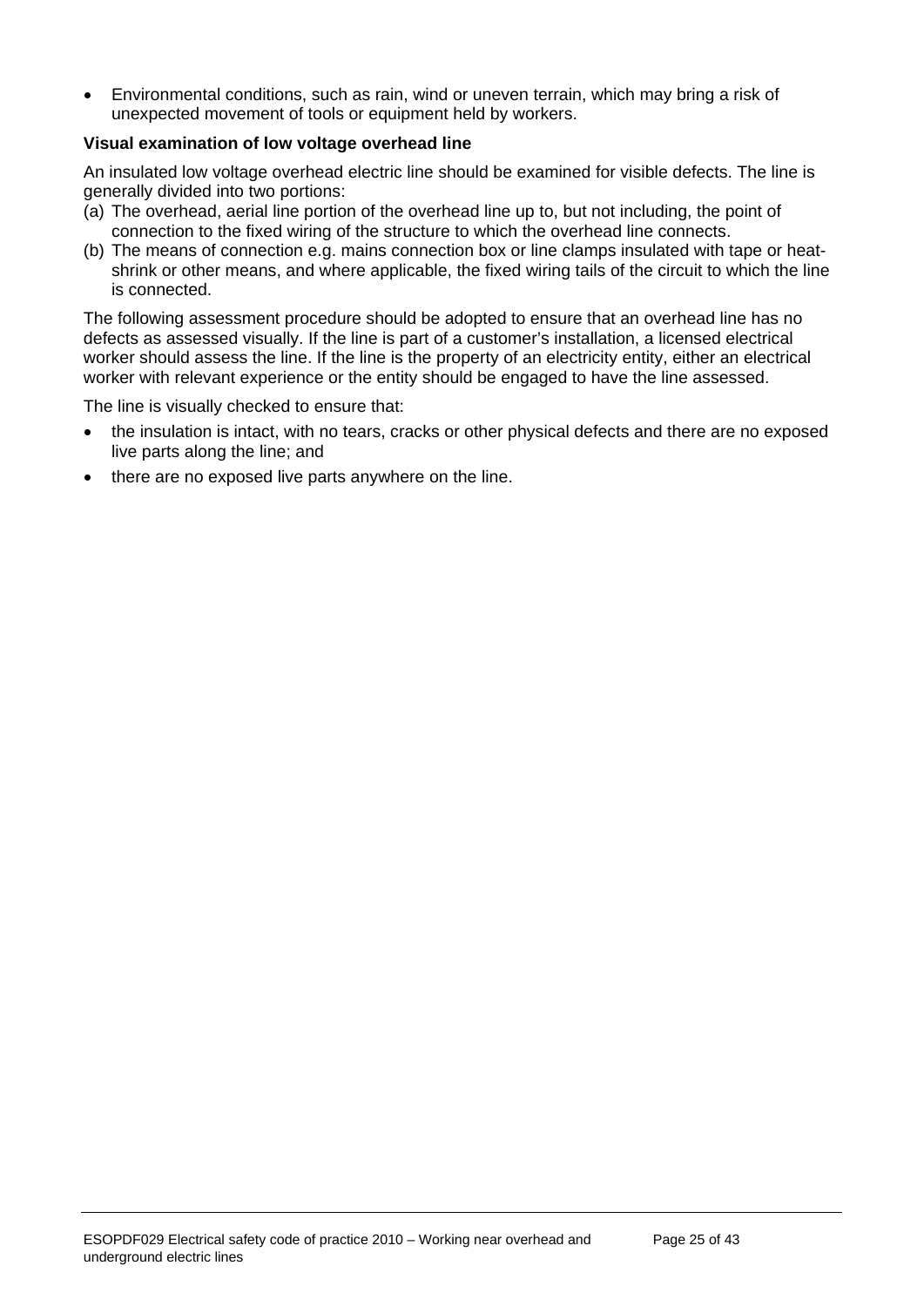- Environmental conditions, such as rain, wind or uneven terrain, which may bring a risk of unexpected movement of tools or equipment held by workers.

**Visual examination of low voltage overhead line**

An insulated low voltage overhead electric line should be examined for visible defects. The line is generally divided into two portions:

(a) The overhead, aerial line portion of the overhead line up to, but not including, the point of connection to the fixed wiring of the structure to which the overhead line connects.

(b) The means of connection e.g. mains connection box or line clamps insulated with tape or heat-shrink or other means, and where applicable, the fixed wiring tails of the circuit to which the line is connected.

The following assessment procedure should be adopted to ensure that an overhead line has no defects as assessed visually. If the line is part of a customer's installation, a licensed electrical worker should assess the line. If the line is the property of an electricity entity, either an electrical worker with relevant experience or the entity should be engaged to have the line assessed.

The line is visually checked to ensure that:

- the insulation is intact, with no tears, cracks or other physical defects and there are no exposed live parts along the line; and
- there are no exposed live parts anywhere on the line.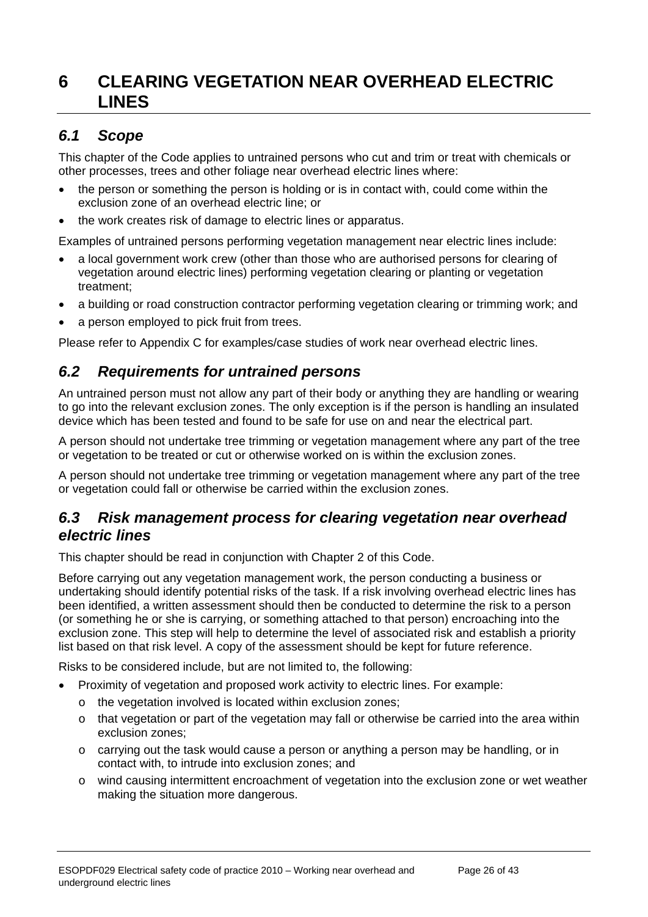# 6 CLEARING VEGETATION NEAR OVERHEAD ELECTRIC LINES

## *6.1 Scope*

This chapter of the Code applies to untrained persons who cut and trim or treat with chemicals or other processes, trees and other foliage near overhead electric lines where:

- the person or something the person is holding or is in contact with, could come within the exclusion zone of an overhead electric line; or
- the work creates risk of damage to electric lines or apparatus.

Examples of untrained persons performing vegetation management near electric lines include:

- a local government work crew (other than those who are authorised persons for clearing of vegetation around electric lines) performing vegetation clearing or planting or vegetation treatment;
- a building or road construction contractor performing vegetation clearing or trimming work; and
- a person employed to pick fruit from trees.

Please refer to Appendix C for examples/case studies of work near overhead electric lines.

## *6.2 Requirements for untrained persons*

An untrained person must not allow any part of their body or anything they are handling or wearing to go into the relevant exclusion zones. The only exception is if the person is handling an insulated device which has been tested and found to be safe for use on and near the electrical part.

A person should not undertake tree trimming or vegetation management where any part of the tree or vegetation to be treated or cut or otherwise worked on is within the exclusion zones.

A person should not undertake tree trimming or vegetation management where any part of the tree or vegetation could fall or otherwise be carried within the exclusion zones.

## *6.3 Risk management process for clearing vegetation near overhead electric lines*

This chapter should be read in conjunction with Chapter 2 of this Code.

Before carrying out any vegetation management work, the person conducting a business or undertaking should identify potential risks of the task. If a risk involving overhead electric lines has been identified, a written assessment should then be conducted to determine the risk to a person (or something he or she is carrying, or something attached to that person) encroaching into the exclusion zone. This step will help to determine the level of associated risk and establish a priority list based on that risk level. A copy of the assessment should be kept for future reference.

Risks to be considered include, but are not limited to, the following:

- Proximity of vegetation and proposed work activity to electric lines. For example:
  - o the vegetation involved is located within exclusion zones;
  - o that vegetation or part of the vegetation may fall or otherwise be carried into the area within exclusion zones;
  - o carrying out the task would cause a person or anything a person may be handling, or in contact with, to intrude into exclusion zones; and
  - o wind causing intermittent encroachment of vegetation into the exclusion zone or wet weather making the situation more dangerous.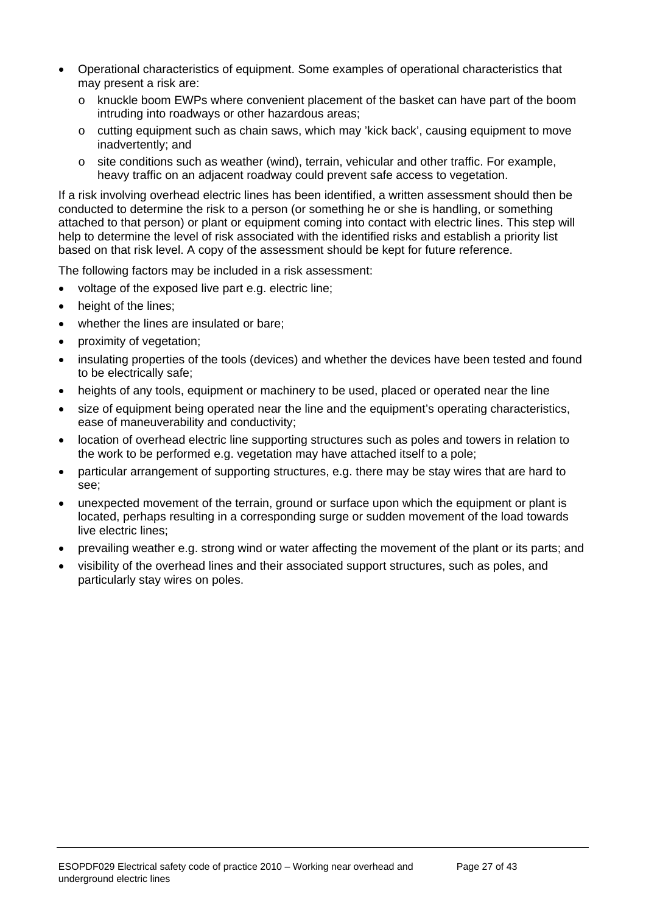- Operational characteristics of equipment. Some examples of operational characteristics that may present a risk are:
  - knuckle boom EWPs where convenient placement of the basket can have part of the boom intruding into roadways or other hazardous areas;
  - cutting equipment such as chain saws, which may 'kick back', causing equipment to move inadvertently; and
  - site conditions such as weather (wind), terrain, vehicular and other traffic. For example, heavy traffic on an adjacent roadway could prevent safe access to vegetation.

If a risk involving overhead electric lines has been identified, a written assessment should then be conducted to determine the risk to a person (or something he or she is handling, or something attached to that person) or plant or equipment coming into contact with electric lines. This step will help to determine the level of risk associated with the identified risks and establish a priority list based on that risk level. A copy of the assessment should be kept for future reference.

The following factors may be included in a risk assessment:

- voltage of the exposed live part e.g. electric line;
- height of the lines;
- whether the lines are insulated or bare;
- proximity of vegetation;
- insulating properties of the tools (devices) and whether the devices have been tested and found to be electrically safe;
- heights of any tools, equipment or machinery to be used, placed or operated near the line
- size of equipment being operated near the line and the equipment's operating characteristics, ease of maneuverability and conductivity;
- location of overhead electric line supporting structures such as poles and towers in relation to the work to be performed e.g. vegetation may have attached itself to a pole;
- particular arrangement of supporting structures, e.g. there may be stay wires that are hard to see;
- unexpected movement of the terrain, ground or surface upon which the equipment or plant is located, perhaps resulting in a corresponding surge or sudden movement of the load towards live electric lines;
- prevailing weather e.g. strong wind or water affecting the movement of the plant or its parts; and
- visibility of the overhead lines and their associated support structures, such as poles, and particularly stay wires on poles.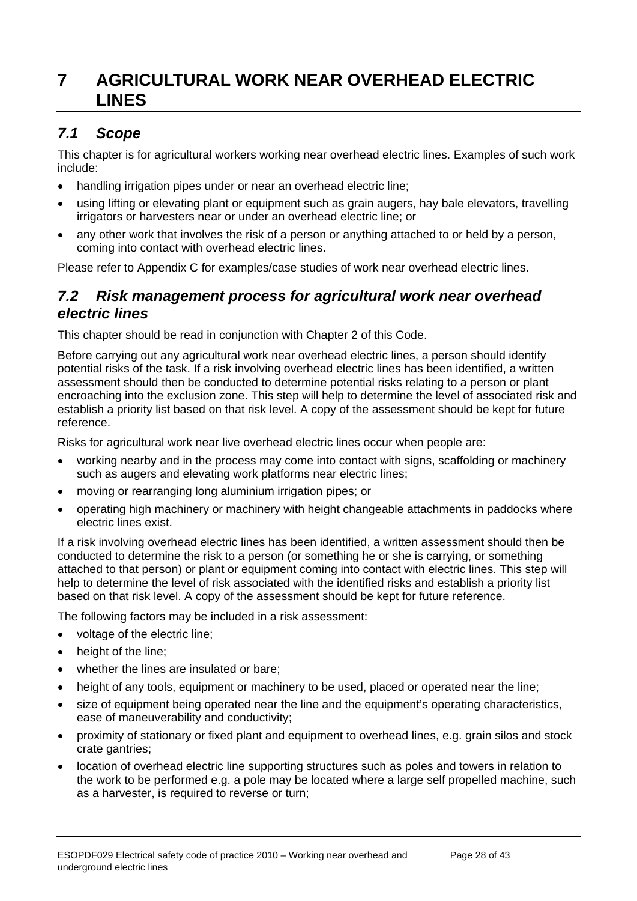# 7 AGRICULTURAL WORK NEAR OVERHEAD ELECTRIC LINES

## *7.1 Scope*

This chapter is for agricultural workers working near overhead electric lines. Examples of such work include:

- handling irrigation pipes under or near an overhead electric line;
- using lifting or elevating plant or equipment such as grain augers, hay bale elevators, travelling irrigators or harvesters near or under an overhead electric line; or
- any other work that involves the risk of a person or anything attached to or held by a person, coming into contact with overhead electric lines.

Please refer to Appendix C for examples/case studies of work near overhead electric lines.

## *7.2 Risk management process for agricultural work near overhead electric lines*

This chapter should be read in conjunction with Chapter 2 of this Code.

Before carrying out any agricultural work near overhead electric lines, a person should identify potential risks of the task. If a risk involving overhead electric lines has been identified, a written assessment should then be conducted to determine potential risks relating to a person or plant encroaching into the exclusion zone. This step will help to determine the level of associated risk and establish a priority list based on that risk level. A copy of the assessment should be kept for future reference.

Risks for agricultural work near live overhead electric lines occur when people are:

- working nearby and in the process may come into contact with signs, scaffolding or machinery such as augers and elevating work platforms near electric lines;
- moving or rearranging long aluminium irrigation pipes; or
- operating high machinery or machinery with height changeable attachments in paddocks where electric lines exist.

If a risk involving overhead electric lines has been identified, a written assessment should then be conducted to determine the risk to a person (or something he or she is carrying, or something attached to that person) or plant or equipment coming into contact with electric lines. This step will help to determine the level of risk associated with the identified risks and establish a priority list based on that risk level. A copy of the assessment should be kept for future reference.

The following factors may be included in a risk assessment:

- voltage of the electric line;
- height of the line;
- whether the lines are insulated or bare;
- height of any tools, equipment or machinery to be used, placed or operated near the line;
- size of equipment being operated near the line and the equipment's operating characteristics, ease of maneuverability and conductivity;
- proximity of stationary or fixed plant and equipment to overhead lines, e.g. grain silos and stock crate gantries;
- location of overhead electric line supporting structures such as poles and towers in relation to the work to be performed e.g. a pole may be located where a large self propelled machine, such as a harvester, is required to reverse or turn;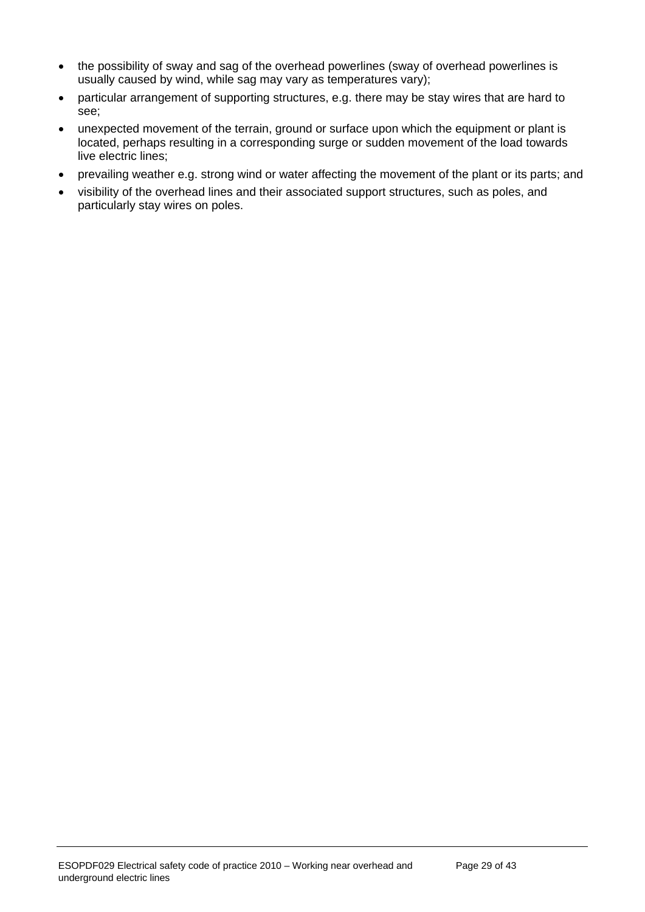- the possibility of sway and sag of the overhead powerlines (sway of overhead powerlines is usually caused by wind, while sag may vary as temperatures vary);
- particular arrangement of supporting structures, e.g. there may be stay wires that are hard to see;
- unexpected movement of the terrain, ground or surface upon which the equipment or plant is located, perhaps resulting in a corresponding surge or sudden movement of the load towards live electric lines;
- prevailing weather e.g. strong wind or water affecting the movement of the plant or its parts; and
- visibility of the overhead lines and their associated support structures, such as poles, and particularly stay wires on poles.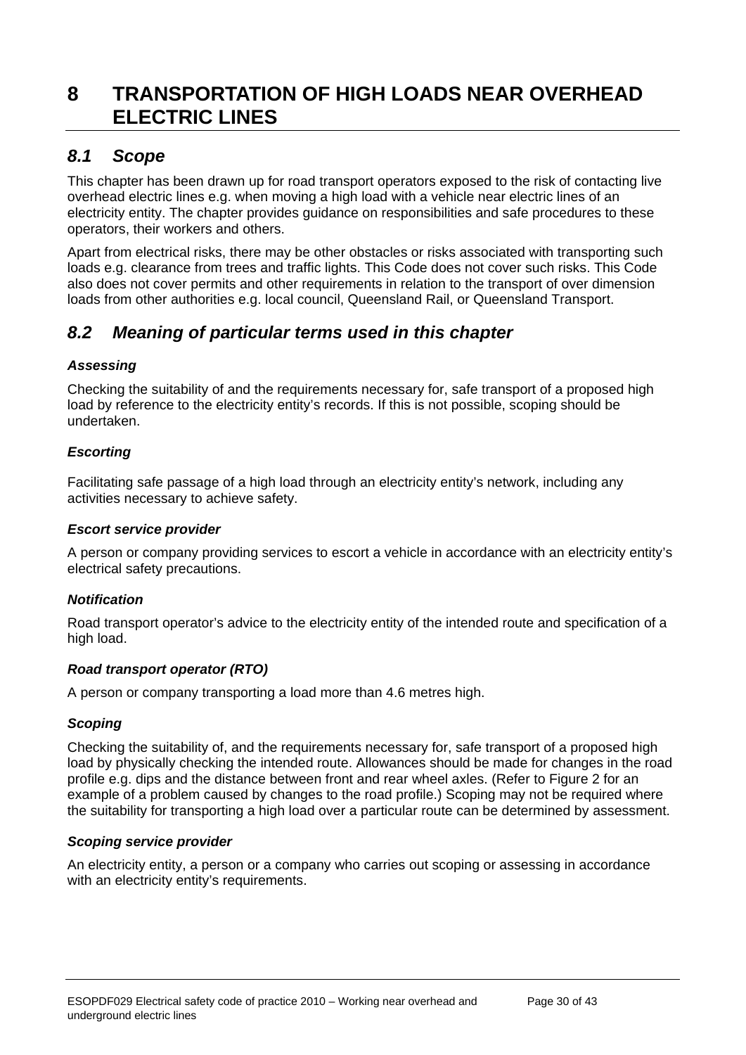# 8 TRANSPORTATION OF HIGH LOADS NEAR OVERHEAD ELECTRIC LINES

## *8.1 Scope*

This chapter has been drawn up for road transport operators exposed to the risk of contacting live overhead electric lines e.g. when moving a high load with a vehicle near electric lines of an electricity entity. The chapter provides guidance on responsibilities and safe procedures to these operators, their workers and others.

Apart from electrical risks, there may be other obstacles or risks associated with transporting such loads e.g. clearance from trees and traffic lights. This Code does not cover such risks. This Code also does not cover permits and other requirements in relation to the transport of over dimension loads from other authorities e.g. local council, Queensland Rail, or Queensland Transport.

## *8.2 Meaning of particular terms used in this chapter*

***Assessing***

Checking the suitability of and the requirements necessary for, safe transport of a proposed high load by reference to the electricity entity's records. If this is not possible, scoping should be undertaken.

***Escorting***

Facilitating safe passage of a high load through an electricity entity's network, including any activities necessary to achieve safety.

***Escort service provider***

A person or company providing services to escort a vehicle in accordance with an electricity entity's electrical safety precautions.

***Notification***

Road transport operator's advice to the electricity entity of the intended route and specification of a high load.

***Road transport operator (RTO)***

A person or company transporting a load more than 4.6 metres high.

***Scoping***

Checking the suitability of, and the requirements necessary for, safe transport of a proposed high load by physically checking the intended route. Allowances should be made for changes in the road profile e.g. dips and the distance between front and rear wheel axles. (Refer to Figure 2 for an example of a problem caused by changes to the road profile.) Scoping may not be required where the suitability for transporting a high load over a particular route can be determined by assessment.

***Scoping service provider***

An electricity entity, a person or a company who carries out scoping or assessing in accordance with an electricity entity's requirements.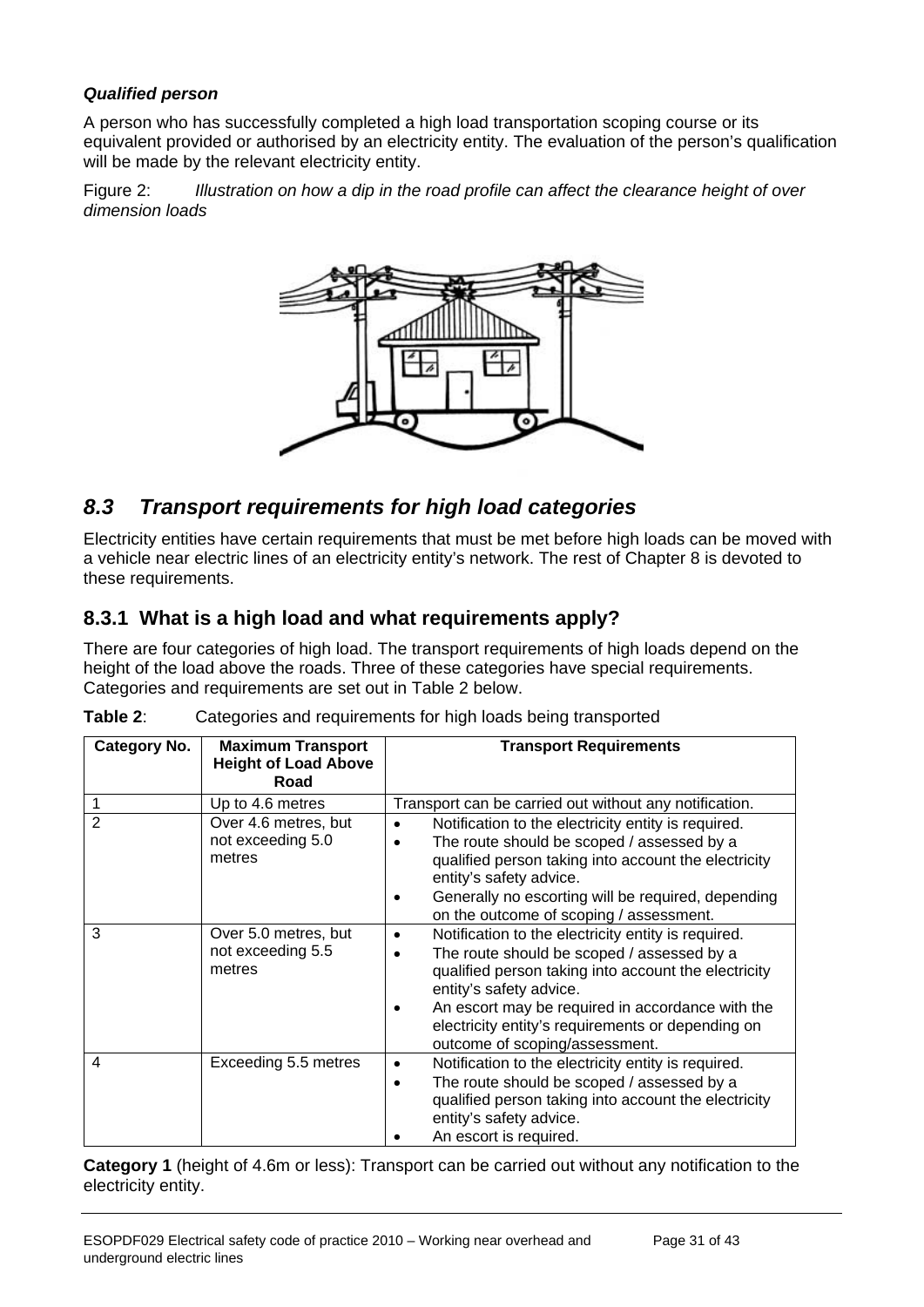***Qualified person***

A person who has successfully completed a high load transportation scoping course or its equivalent provided or authorised by an electricity entity. The evaluation of the person's qualification will be made by the relevant electricity entity.

Figure 2: *Illustration on how a dip in the road profile can affect the clearance height of over dimension loads*

## *8.3 Transport requirements for high load categories*

Electricity entities have certain requirements that must be met before high loads can be moved with a vehicle near electric lines of an electricity entity's network. The rest of Chapter 8 is devoted to these requirements.

### 8.3.1 What is a high load and what requirements apply?

There are four categories of high load. The transport requirements of high loads depend on the height of the load above the roads. Three of these categories have special requirements. Categories and requirements are set out in Table 2 below.

**Table 2**: Categories and requirements for high loads being transported

| Category No. | Maximum Transport Height of Load Above Road | Transport Requirements |
|---|---|---|
| 1 | Up to 4.6 metres | Transport can be carried out without any notification. |
| 2 | Over 4.6 metres, but not exceeding 5.0 metres | • Notification to the electricity entity is required.<br>• The route should be scoped / assessed by a qualified person taking into account the electricity entity's safety advice.<br>• Generally no escorting will be required, depending on the outcome of scoping / assessment. |
| 3 | Over 5.0 metres, but not exceeding 5.5 metres | • Notification to the electricity entity is required.<br>• The route should be scoped / assessed by a qualified person taking into account the electricity entity's safety advice.<br>• An escort may be required in accordance with the electricity entity's requirements or depending on outcome of scoping/assessment. |
| 4 | Exceeding 5.5 metres | • Notification to the electricity entity is required.<br>• The route should be scoped / assessed by a qualified person taking into account the electricity entity's safety advice.<br>• An escort is required. |

**Category 1** (height of 4.6m or less): Transport can be carried out without any notification to the electricity entity.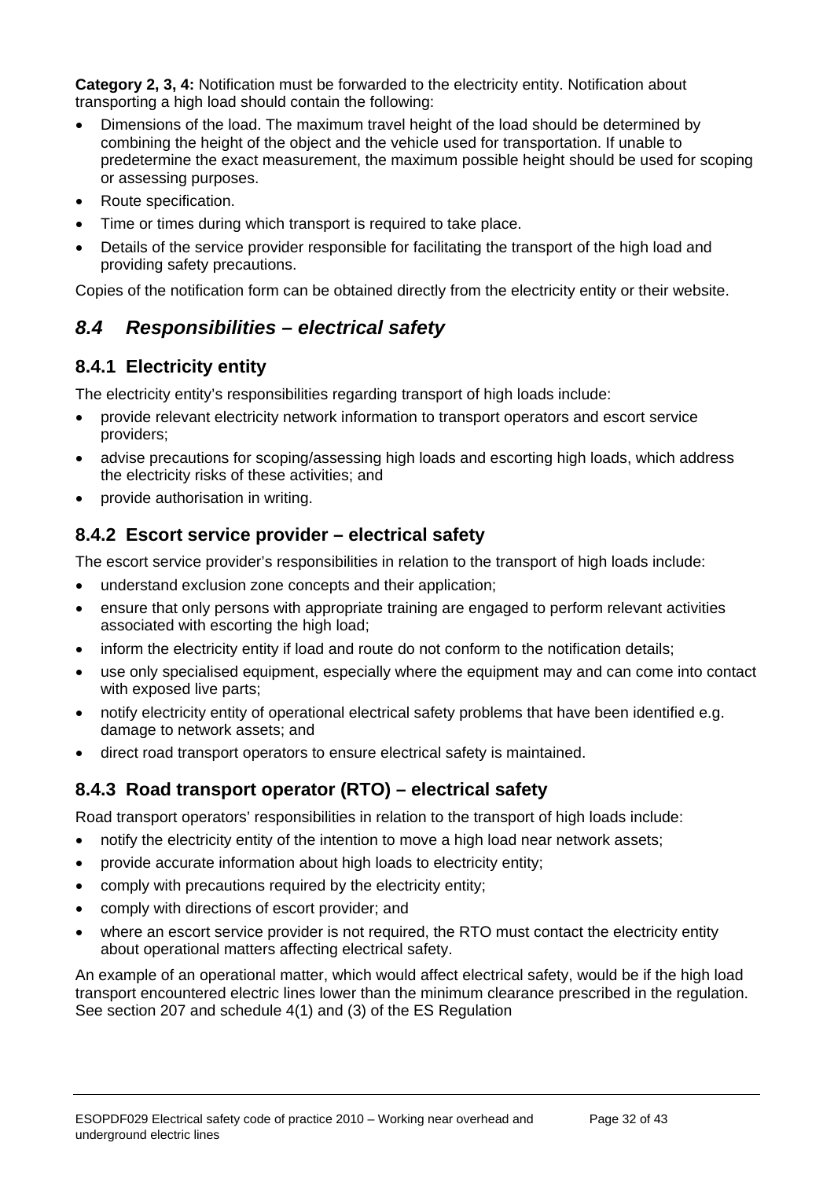**Category 2, 3, 4:** Notification must be forwarded to the electricity entity. Notification about transporting a high load should contain the following:

- Dimensions of the load. The maximum travel height of the load should be determined by combining the height of the object and the vehicle used for transportation. If unable to predetermine the exact measurement, the maximum possible height should be used for scoping or assessing purposes.
- Route specification.
- Time or times during which transport is required to take place.
- Details of the service provider responsible for facilitating the transport of the high load and providing safety precautions.

Copies of the notification form can be obtained directly from the electricity entity or their website.

## *8.4 Responsibilities – electrical safety*

### 8.4.1 Electricity entity

The electricity entity's responsibilities regarding transport of high loads include:

- provide relevant electricity network information to transport operators and escort service providers;
- advise precautions for scoping/assessing high loads and escorting high loads, which address the electricity risks of these activities; and
- provide authorisation in writing.

### 8.4.2 Escort service provider – electrical safety

The escort service provider's responsibilities in relation to the transport of high loads include:

- understand exclusion zone concepts and their application;
- ensure that only persons with appropriate training are engaged to perform relevant activities associated with escorting the high load;
- inform the electricity entity if load and route do not conform to the notification details;
- use only specialised equipment, especially where the equipment may and can come into contact with exposed live parts;
- notify electricity entity of operational electrical safety problems that have been identified e.g. damage to network assets; and
- direct road transport operators to ensure electrical safety is maintained.

### 8.4.3 Road transport operator (RTO) – electrical safety

Road transport operators' responsibilities in relation to the transport of high loads include:

- notify the electricity entity of the intention to move a high load near network assets;
- provide accurate information about high loads to electricity entity;
- comply with precautions required by the electricity entity;
- comply with directions of escort provider; and
- where an escort service provider is not required, the RTO must contact the electricity entity about operational matters affecting electrical safety.

An example of an operational matter, which would affect electrical safety, would be if the high load transport encountered electric lines lower than the minimum clearance prescribed in the regulation. See section 207 and schedule 4(1) and (3) of the ES Regulation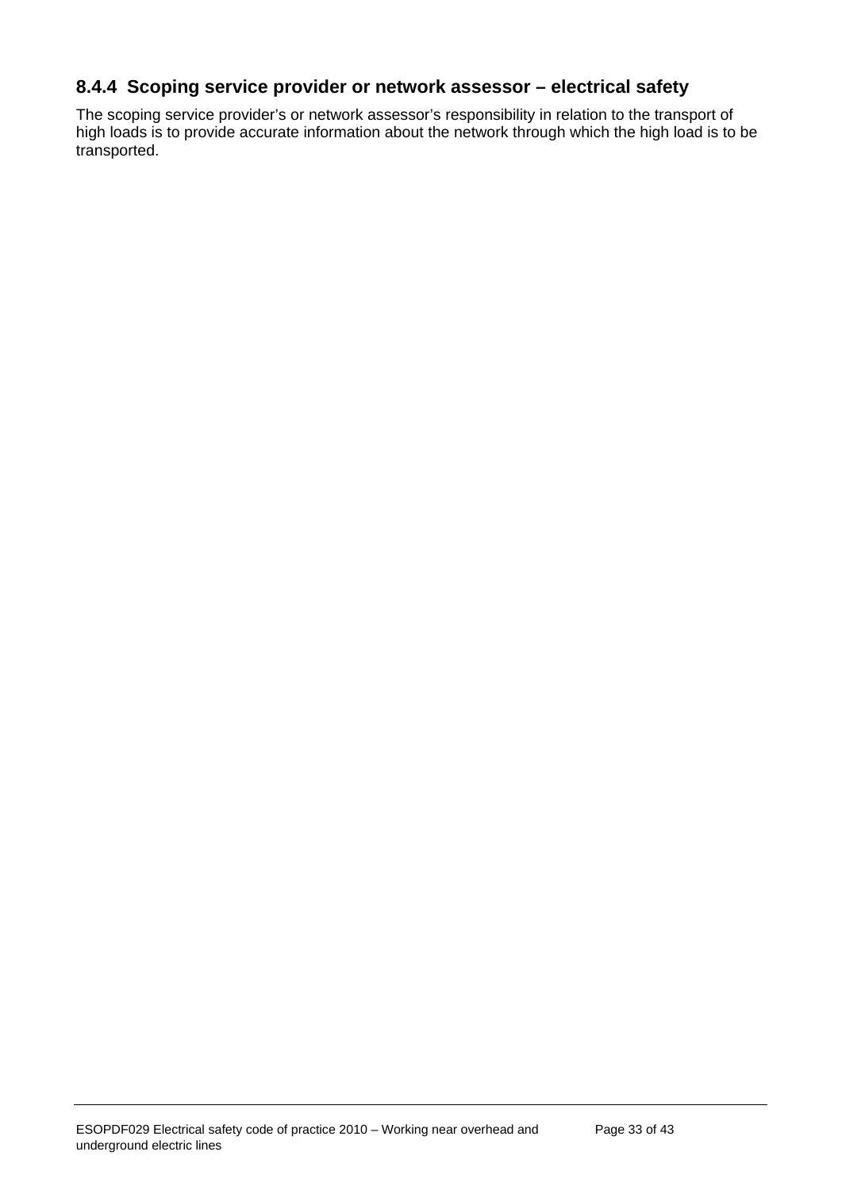### 8.4.4 Scoping service provider or network assessor – electrical safety

The scoping service provider's or network assessor's responsibility in relation to the transport of high loads is to provide accurate information about the network through which the high load is to be transported.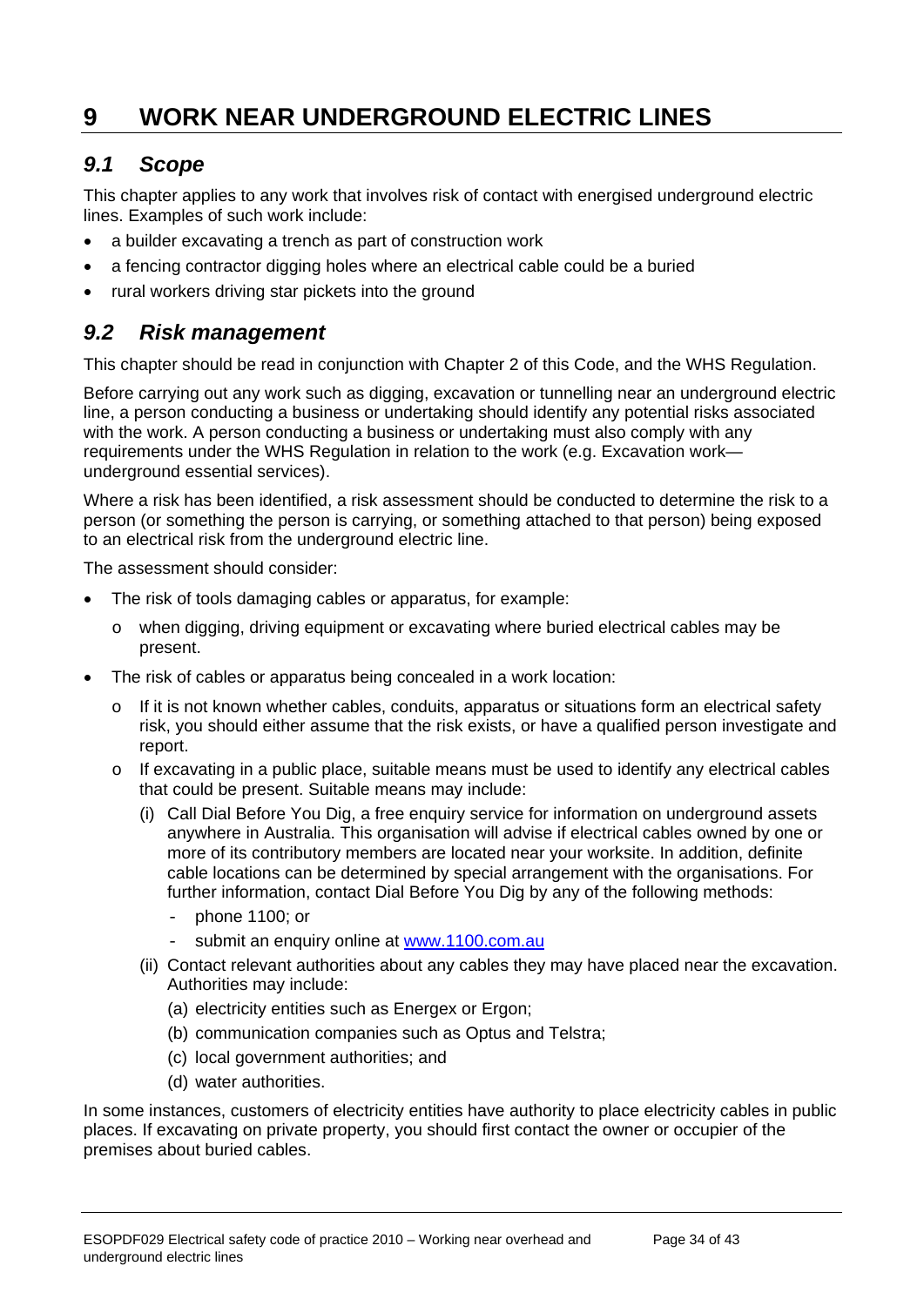# 9 WORK NEAR UNDERGROUND ELECTRIC LINES

## *9.1 Scope*

This chapter applies to any work that involves risk of contact with energised underground electric lines. Examples of such work include:

- a builder excavating a trench as part of construction work
- a fencing contractor digging holes where an electrical cable could be a buried
- rural workers driving star pickets into the ground

## *9.2 Risk management*

This chapter should be read in conjunction with Chapter 2 of this Code, and the WHS Regulation.

Before carrying out any work such as digging, excavation or tunnelling near an underground electric line, a person conducting a business or undertaking should identify any potential risks associated with the work. A person conducting a business or undertaking must also comply with any requirements under the WHS Regulation in relation to the work (e.g. Excavation work—underground essential services).

Where a risk has been identified, a risk assessment should be conducted to determine the risk to a person (or something the person is carrying, or something attached to that person) being exposed to an electrical risk from the underground electric line.

The assessment should consider:

- The risk of tools damaging cables or apparatus, for example:
  - when digging, driving equipment or excavating where buried electrical cables may be present.
- The risk of cables or apparatus being concealed in a work location:
  - If it is not known whether cables, conduits, apparatus or situations form an electrical safety risk, you should either assume that the risk exists, or have a qualified person investigate and report.
  - If excavating in a public place, suitable means must be used to identify any electrical cables that could be present. Suitable means may include:
    - (i) Call Dial Before You Dig, a free enquiry service for information on underground assets anywhere in Australia. This organisation will advise if electrical cables owned by one or more of its contributory members are located near your worksite. In addition, definite cable locations can be determined by special arrangement with the organisations. For further information, contact Dial Before You Dig by any of the following methods:
      - phone 1100; or
      - submit an enquiry online at [www.1100.com.au](http://www.1100.com.au)
    - (ii) Contact relevant authorities about any cables they may have placed near the excavation. Authorities may include:
      - (a) electricity entities such as Energex or Ergon;
      - (b) communication companies such as Optus and Telstra;
      - (c) local government authorities; and
      - (d) water authorities.

In some instances, customers of electricity entities have authority to place electricity cables in public places. If excavating on private property, you should first contact the owner or occupier of the premises about buried cables.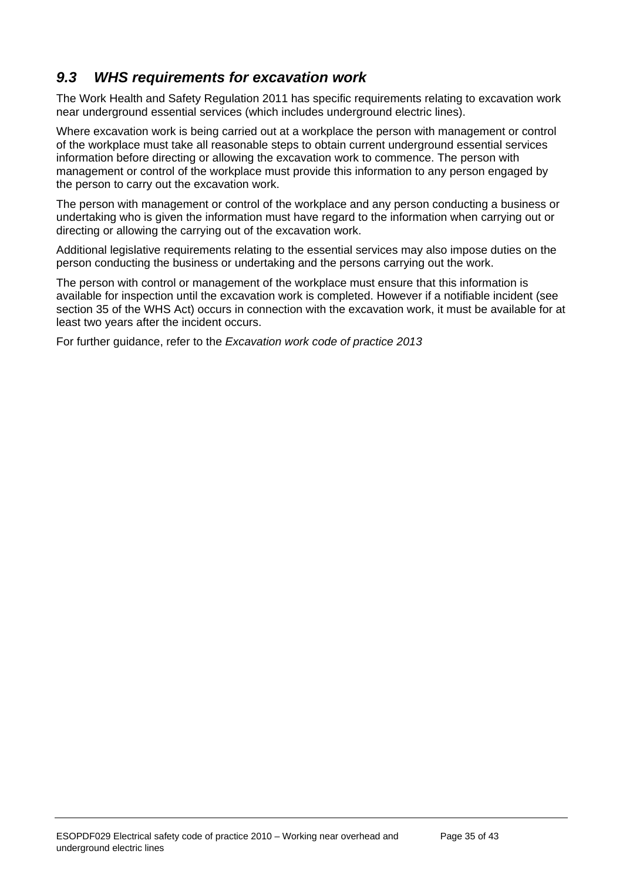## *9.3 WHS requirements for excavation work*

The Work Health and Safety Regulation 2011 has specific requirements relating to excavation work near underground essential services (which includes underground electric lines).

Where excavation work is being carried out at a workplace the person with management or control of the workplace must take all reasonable steps to obtain current underground essential services information before directing or allowing the excavation work to commence. The person with management or control of the workplace must provide this information to any person engaged by the person to carry out the excavation work.

The person with management or control of the workplace and any person conducting a business or undertaking who is given the information must have regard to the information when carrying out or directing or allowing the carrying out of the excavation work.

Additional legislative requirements relating to the essential services may also impose duties on the person conducting the business or undertaking and the persons carrying out the work.

The person with control or management of the workplace must ensure that this information is available for inspection until the excavation work is completed. However if a notifiable incident (see section 35 of the WHS Act) occurs in connection with the excavation work, it must be available for at least two years after the incident occurs.

For further guidance, refer to the *Excavation work code of practice 2013*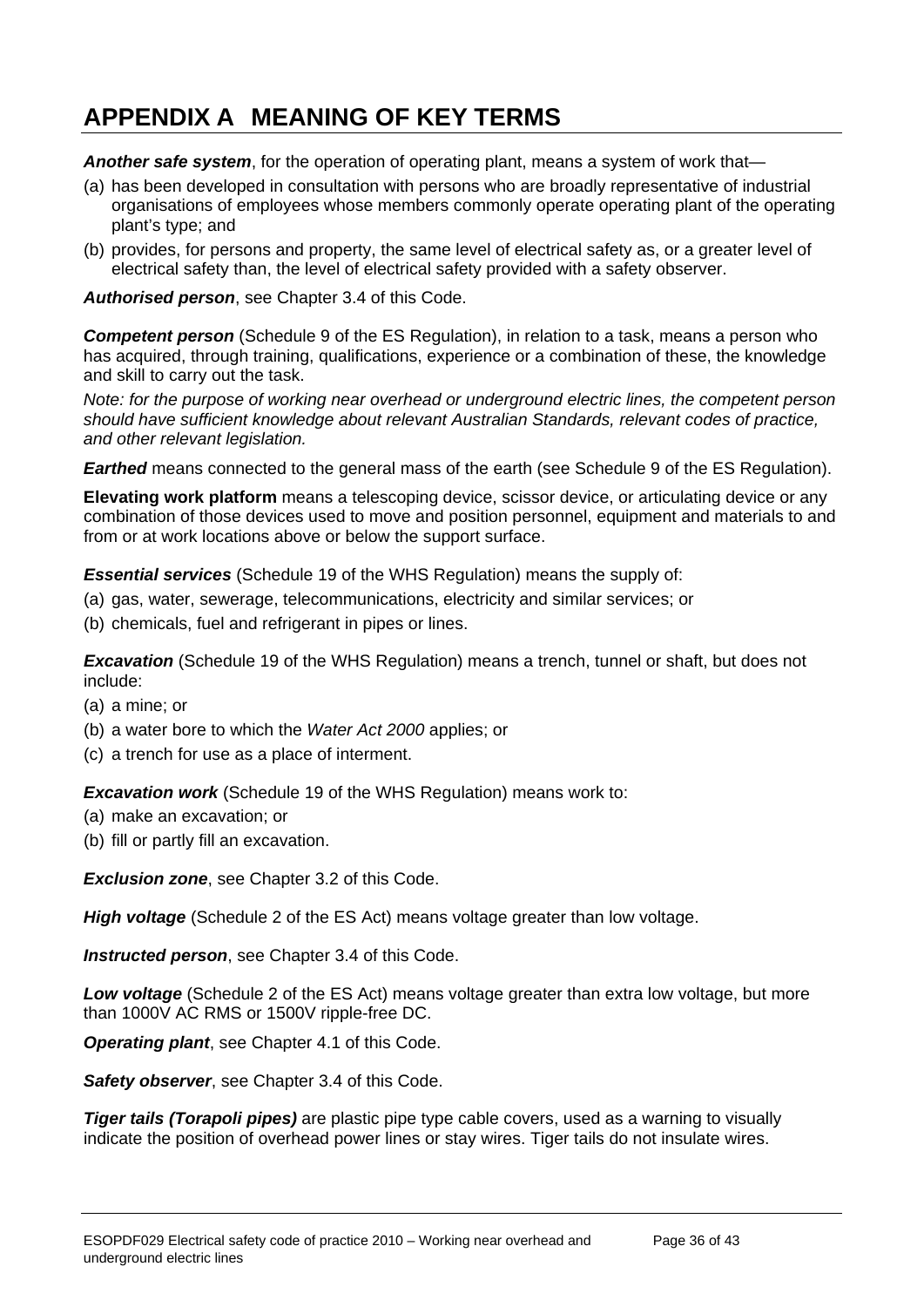# APPENDIX A MEANING OF KEY TERMS

***Another safe system***, for the operation of operating plant, means a system of work that—

(a) has been developed in consultation with persons who are broadly representative of industrial organisations of employees whose members commonly operate operating plant of the operating plant's type; and

(b) provides, for persons and property, the same level of electrical safety as, or a greater level of electrical safety than, the level of electrical safety provided with a safety observer.

***Authorised person***, see Chapter 3.4 of this Code.

***Competent person*** (Schedule 9 of the ES Regulation), in relation to a task, means a person who has acquired, through training, qualifications, experience or a combination of these, the knowledge and skill to carry out the task.

*Note: for the purpose of working near overhead or underground electric lines, the competent person should have sufficient knowledge about relevant Australian Standards, relevant codes of practice, and other relevant legislation.*

***Earthed*** means connected to the general mass of the earth (see Schedule 9 of the ES Regulation).

**Elevating work platform** means a telescoping device, scissor device, or articulating device or any combination of those devices used to move and position personnel, equipment and materials to and from or at work locations above or below the support surface.

***Essential services*** (Schedule 19 of the WHS Regulation) means the supply of:

(a) gas, water, sewerage, telecommunications, electricity and similar services; or

(b) chemicals, fuel and refrigerant in pipes or lines.

***Excavation*** (Schedule 19 of the WHS Regulation) means a trench, tunnel or shaft, but does not include:

(a) a mine; or

(b) a water bore to which the *Water Act 2000* applies; or

(c) a trench for use as a place of interment.

***Excavation work*** (Schedule 19 of the WHS Regulation) means work to:

(a) make an excavation; or

(b) fill or partly fill an excavation.

***Exclusion zone***, see Chapter 3.2 of this Code.

***High voltage*** (Schedule 2 of the ES Act) means voltage greater than low voltage.

***Instructed person***, see Chapter 3.4 of this Code.

***Low voltage*** (Schedule 2 of the ES Act) means voltage greater than extra low voltage, but more than 1000V AC RMS or 1500V ripple-free DC.

***Operating plant***, see Chapter 4.1 of this Code.

***Safety observer***, see Chapter 3.4 of this Code.

***Tiger tails (Torapoli pipes)*** are plastic pipe type cable covers, used as a warning to visually indicate the position of overhead power lines or stay wires. Tiger tails do not insulate wires.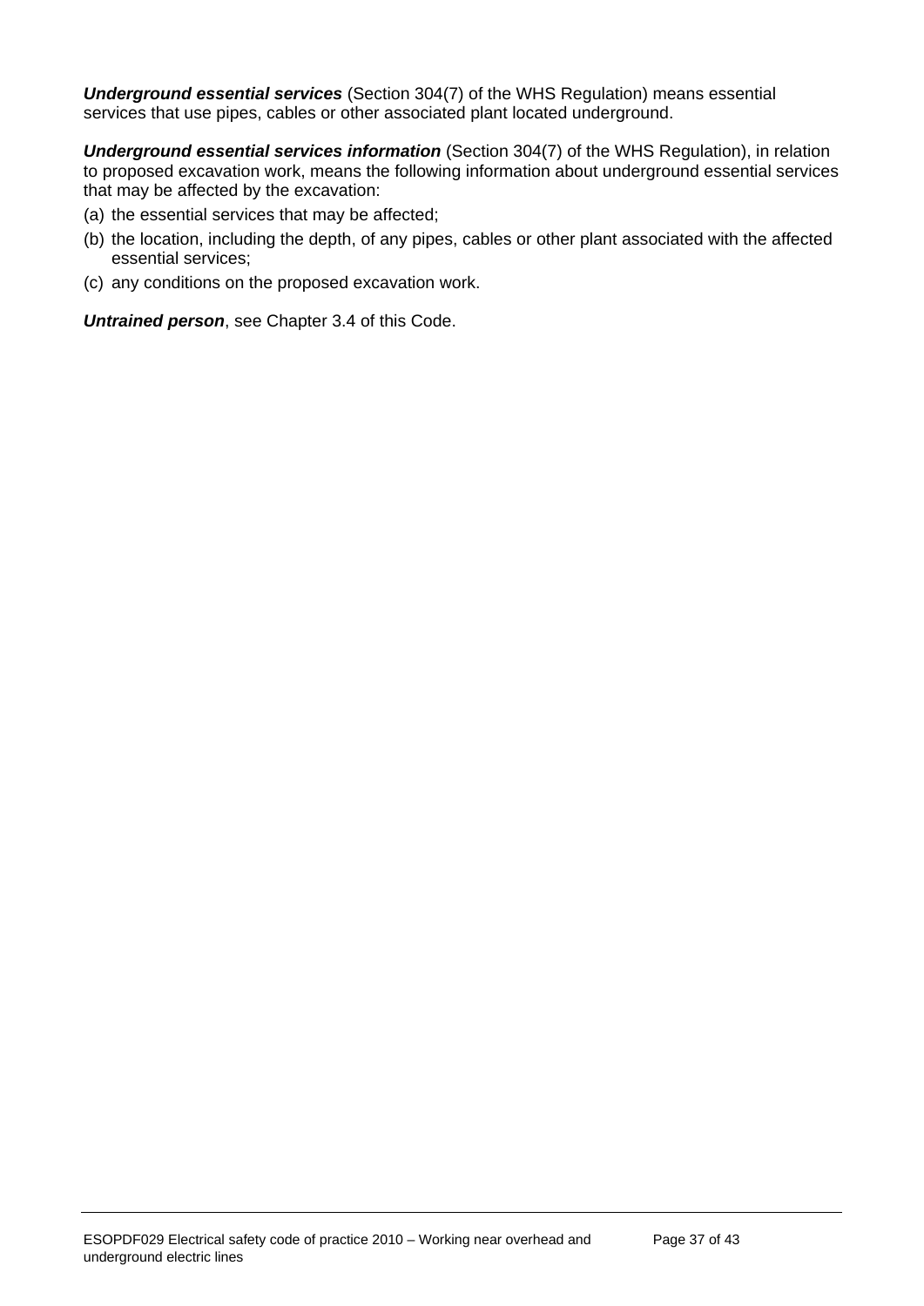***Underground essential services*** (Section 304(7) of the WHS Regulation) means essential services that use pipes, cables or other associated plant located underground.

***Underground essential services information*** (Section 304(7) of the WHS Regulation), in relation to proposed excavation work, means the following information about underground essential services that may be affected by the excavation:

(a) the essential services that may be affected;

(b) the location, including the depth, of any pipes, cables or other plant associated with the affected essential services;

(c) any conditions on the proposed excavation work.

***Untrained person***, see Chapter 3.4 of this Code.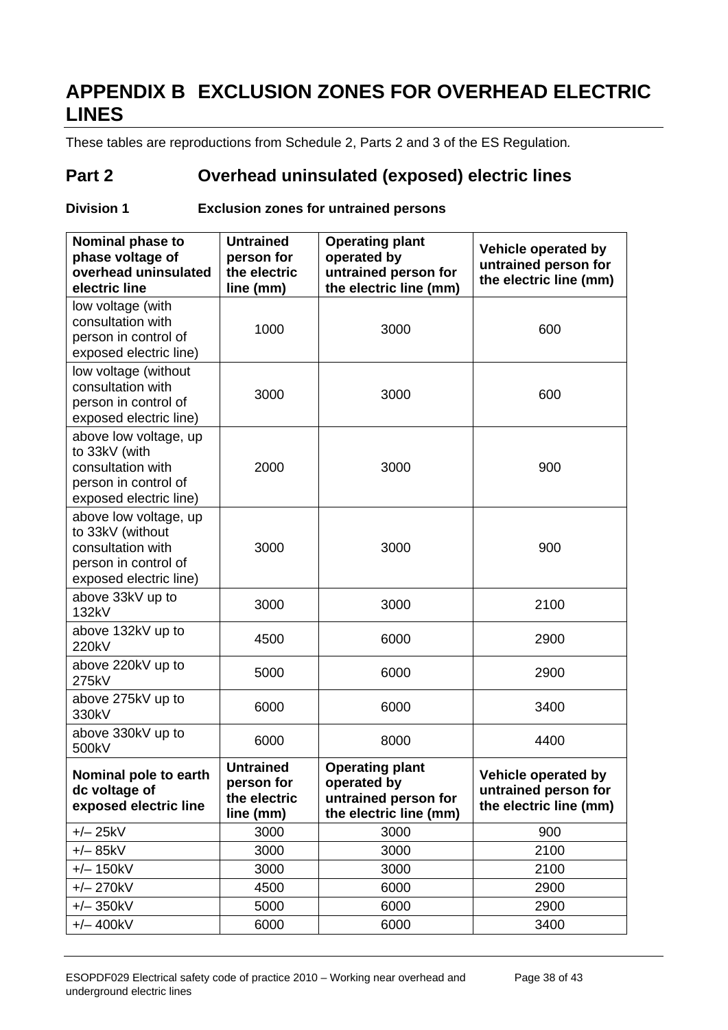# APPENDIX B EXCLUSION ZONES FOR OVERHEAD ELECTRIC LINES

These tables are reproductions from Schedule 2, Parts 2 and 3 of the ES Regulation.

## Part 2 Overhead uninsulated (exposed) electric lines

### Division 1 Exclusion zones for untrained persons

| Nominal phase to phase voltage of overhead uninsulated electric line | Untrained person for the electric line (mm) | Operating plant operated by untrained person for the electric line (mm) | Vehicle operated by untrained person for the electric line (mm) |
|---|---|---|---|
| low voltage (with consultation with person in control of exposed electric line) | 1000 | 3000 | 600 |
| low voltage (without consultation with person in control of exposed electric line) | 3000 | 3000 | 600 |
| above low voltage, up to 33kV (with consultation with person in control of exposed electric line) | 2000 | 3000 | 900 |
| above low voltage, up to 33kV (without consultation with person in control of exposed electric line) | 3000 | 3000 | 900 |
| above 33kV up to 132kV | 3000 | 3000 | 2100 |
| above 132kV up to 220kV | 4500 | 6000 | 2900 |
| above 220kV up to 275kV | 5000 | 6000 | 2900 |
| above 275kV up to 330kV | 6000 | 6000 | 3400 |
| above 330kV up to 500kV | 6000 | 8000 | 4400 |
| **Nominal pole to earth dc voltage of exposed electric line** | **Untrained person for the electric line (mm)** | **Operating plant operated by untrained person for the electric line (mm)** | **Vehicle operated by untrained person for the electric line (mm)** |
| +/– 25kV | 3000 | 3000 | 900 |
| +/– 85kV | 3000 | 3000 | 2100 |
| +/– 150kV | 3000 | 3000 | 2100 |
| +/– 270kV | 4500 | 6000 | 2900 |
| +/– 350kV | 5000 | 6000 | 2900 |
| +/– 400kV | 6000 | 6000 | 3400 |

ESOPDF029 Electrical safety code of practice 2010 – Working near overhead and underground electric lines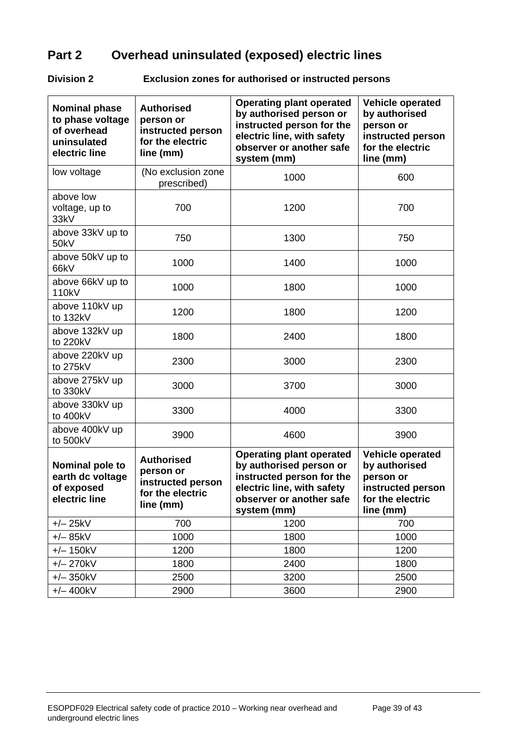## Part 2 Overhead uninsulated (exposed) electric lines

### Division 2 Exclusion zones for authorised or instructed persons

| Nominal phase to phase voltage of overhead uninsulated electric line | Authorised person or instructed person for the electric line (mm) | Operating plant operated by authorised person or instructed person for the electric line, with safety observer or another safe system (mm) | Vehicle operated by authorised person or instructed person for the electric line (mm) |
|---|---|---|---|
| low voltage | (No exclusion zone prescribed) | 1000 | 600 |
| above low voltage, up to 33kV | 700 | 1200 | 700 |
| above 33kV up to 50kV | 750 | 1300 | 750 |
| above 50kV up to 66kV | 1000 | 1400 | 1000 |
| above 66kV up to 110kV | 1000 | 1800 | 1000 |
| above 110kV up to 132kV | 1200 | 1800 | 1200 |
| above 132kV up to 220kV | 1800 | 2400 | 1800 |
| above 220kV up to 275kV | 2300 | 3000 | 2300 |
| above 275kV up to 330kV | 3000 | 3700 | 3000 |
| above 330kV up to 400kV | 3300 | 4000 | 3300 |
| above 400kV up to 500kV | 3900 | 4600 | 3900 |
| **Nominal pole to earth dc voltage of exposed electric line** | **Authorised person or instructed person for the electric line (mm)** | **Operating plant operated by authorised person or instructed person for the electric line, with safety observer or another safe system (mm)** | **Vehicle operated by authorised person or instructed person for the electric line (mm)** |
| +/– 25kV | 700 | 1200 | 700 |
| +/– 85kV | 1000 | 1800 | 1000 |
| +/– 150kV | 1200 | 1800 | 1200 |
| +/– 270kV | 1800 | 2400 | 1800 |
| +/– 350kV | 2500 | 3200 | 2500 |
| +/– 400kV | 2900 | 3600 | 2900 |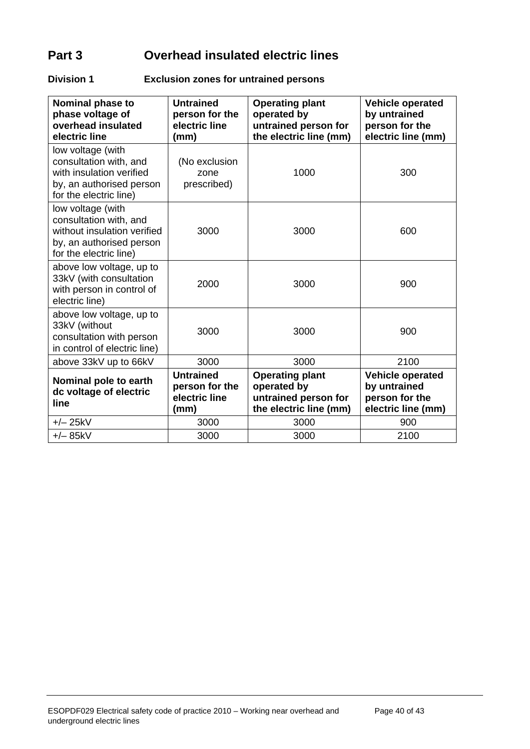## Part 3 Overhead insulated electric lines

### Division 1 Exclusion zones for untrained persons

| Nominal phase to phase voltage of overhead insulated electric line | Untrained person for the electric line (mm) | Operating plant operated by untrained person for the electric line (mm) | Vehicle operated by untrained person for the electric line (mm) |
|---|---|---|---|
| low voltage (with consultation with, and with insulation verified by, an authorised person for the electric line) | (No exclusion zone prescribed) | 1000 | 300 |
| low voltage (with consultation with, and without insulation verified by, an authorised person for the electric line) | 3000 | 3000 | 600 |
| above low voltage, up to 33kV (with consultation with person in control of electric line) | 2000 | 3000 | 900 |
| above low voltage, up to 33kV (without consultation with person in control of electric line) | 3000 | 3000 | 900 |
| above 33kV up to 66kV | 3000 | 3000 | 2100 |
| **Nominal pole to earth dc voltage of electric line** | **Untrained person for the electric line (mm)** | **Operating plant operated by untrained person for the electric line (mm)** | **Vehicle operated by untrained person for the electric line (mm)** |
| +/– 25kV | 3000 | 3000 | 900 |
| +/– 85kV | 3000 | 3000 | 2100 |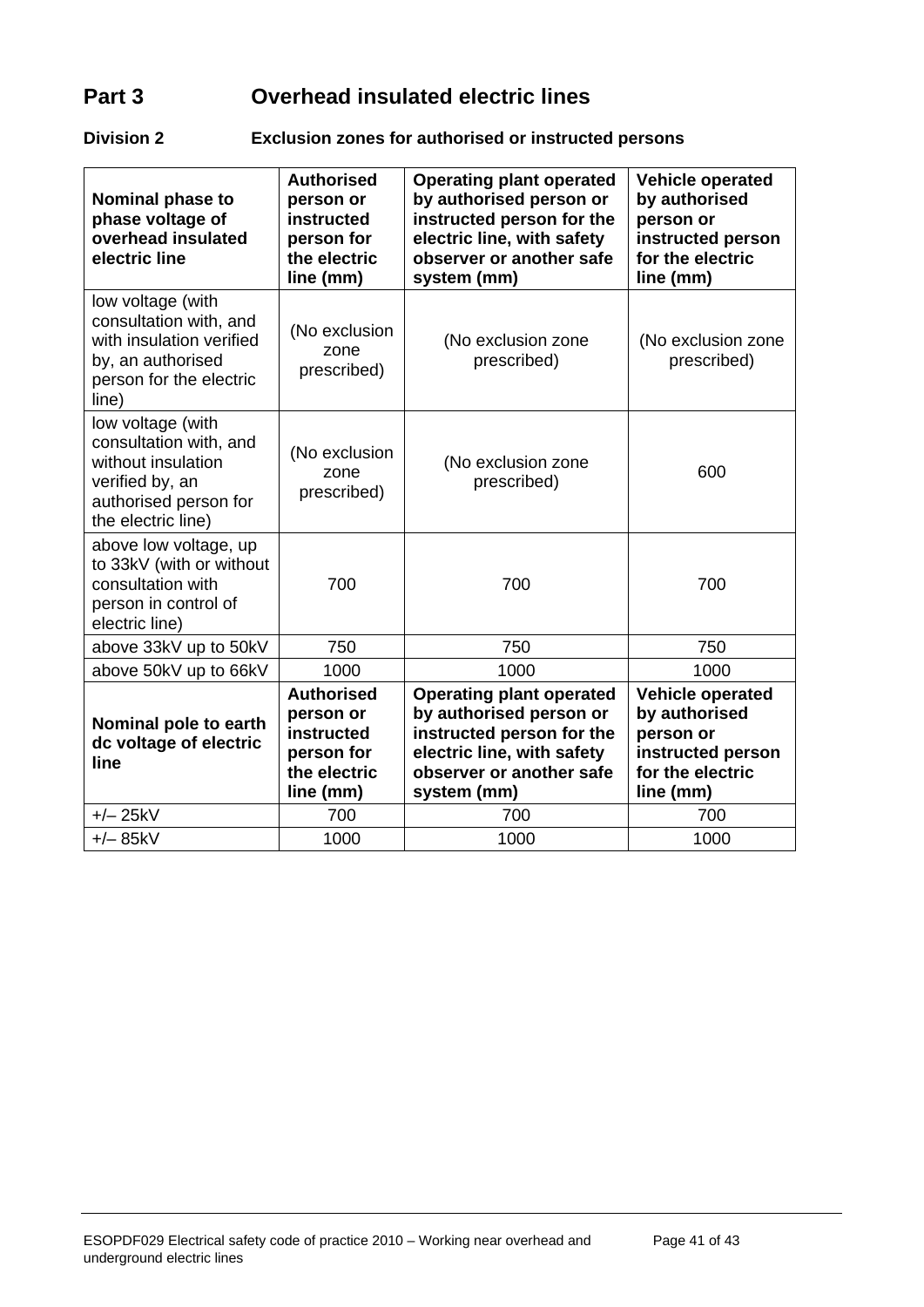## Part 3 Overhead insulated electric lines

### Division 2 Exclusion zones for authorised or instructed persons

| Nominal phase to phase voltage of overhead insulated electric line | Authorised person or instructed person for the electric line (mm) | Operating plant operated by authorised person or instructed person for the electric line, with safety observer or another safe system (mm) | Vehicle operated by authorised person or instructed person for the electric line (mm) |
|---|---|---|---|
| low voltage (with consultation with, and with insulation verified by, an authorised person for the electric line) | (No exclusion zone prescribed) | (No exclusion zone prescribed) | (No exclusion zone prescribed) |
| low voltage (with consultation with, and without insulation verified by, an authorised person for the electric line) | (No exclusion zone prescribed) | (No exclusion zone prescribed) | 600 |
| above low voltage, up to 33kV (with or without consultation with person in control of electric line) | 700 | 700 | 700 |
| above 33kV up to 50kV | 750 | 750 | 750 |
| above 50kV up to 66kV | 1000 | 1000 | 1000 |
| **Nominal pole to earth dc voltage of electric line** | **Authorised person or instructed person for the electric line (mm)** | **Operating plant operated by authorised person or instructed person for the electric line, with safety observer or another safe system (mm)** | **Vehicle operated by authorised person or instructed person for the electric line (mm)** |
| +/– 25kV | 700 | 700 | 700 |
| +/– 85kV | 1000 | 1000 | 1000 |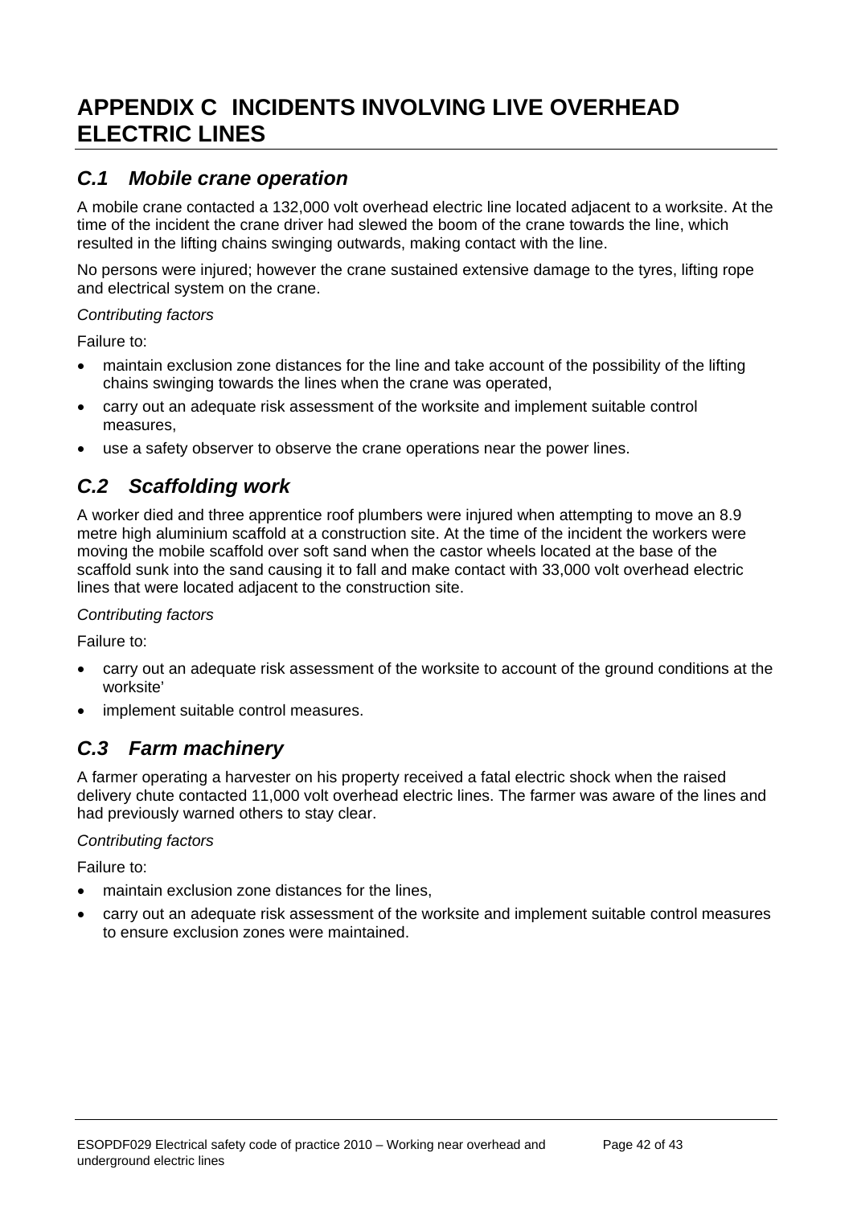# APPENDIX C  INCIDENTS INVOLVING LIVE OVERHEAD ELECTRIC LINES

## *C.1 Mobile crane operation*

A mobile crane contacted a 132,000 volt overhead electric line located adjacent to a worksite. At the time of the incident the crane driver had slewed the boom of the crane towards the line, which resulted in the lifting chains swinging outwards, making contact with the line.

No persons were injured; however the crane sustained extensive damage to the tyres, lifting rope and electrical system on the crane.

*Contributing factors*

Failure to:

- maintain exclusion zone distances for the line and take account of the possibility of the lifting chains swinging towards the lines when the crane was operated,
- carry out an adequate risk assessment of the worksite and implement suitable control measures,
- use a safety observer to observe the crane operations near the power lines.

## *C.2 Scaffolding work*

A worker died and three apprentice roof plumbers were injured when attempting to move an 8.9 metre high aluminium scaffold at a construction site. At the time of the incident the workers were moving the mobile scaffold over soft sand when the castor wheels located at the base of the scaffold sunk into the sand causing it to fall and make contact with 33,000 volt overhead electric lines that were located adjacent to the construction site.

*Contributing factors*

Failure to:

- carry out an adequate risk assessment of the worksite to account of the ground conditions at the worksite'
- implement suitable control measures.

## *C.3 Farm machinery*

A farmer operating a harvester on his property received a fatal electric shock when the raised delivery chute contacted 11,000 volt overhead electric lines. The farmer was aware of the lines and had previously warned others to stay clear.

*Contributing factors*

Failure to:

- maintain exclusion zone distances for the lines,
- carry out an adequate risk assessment of the worksite and implement suitable control measures to ensure exclusion zones were maintained.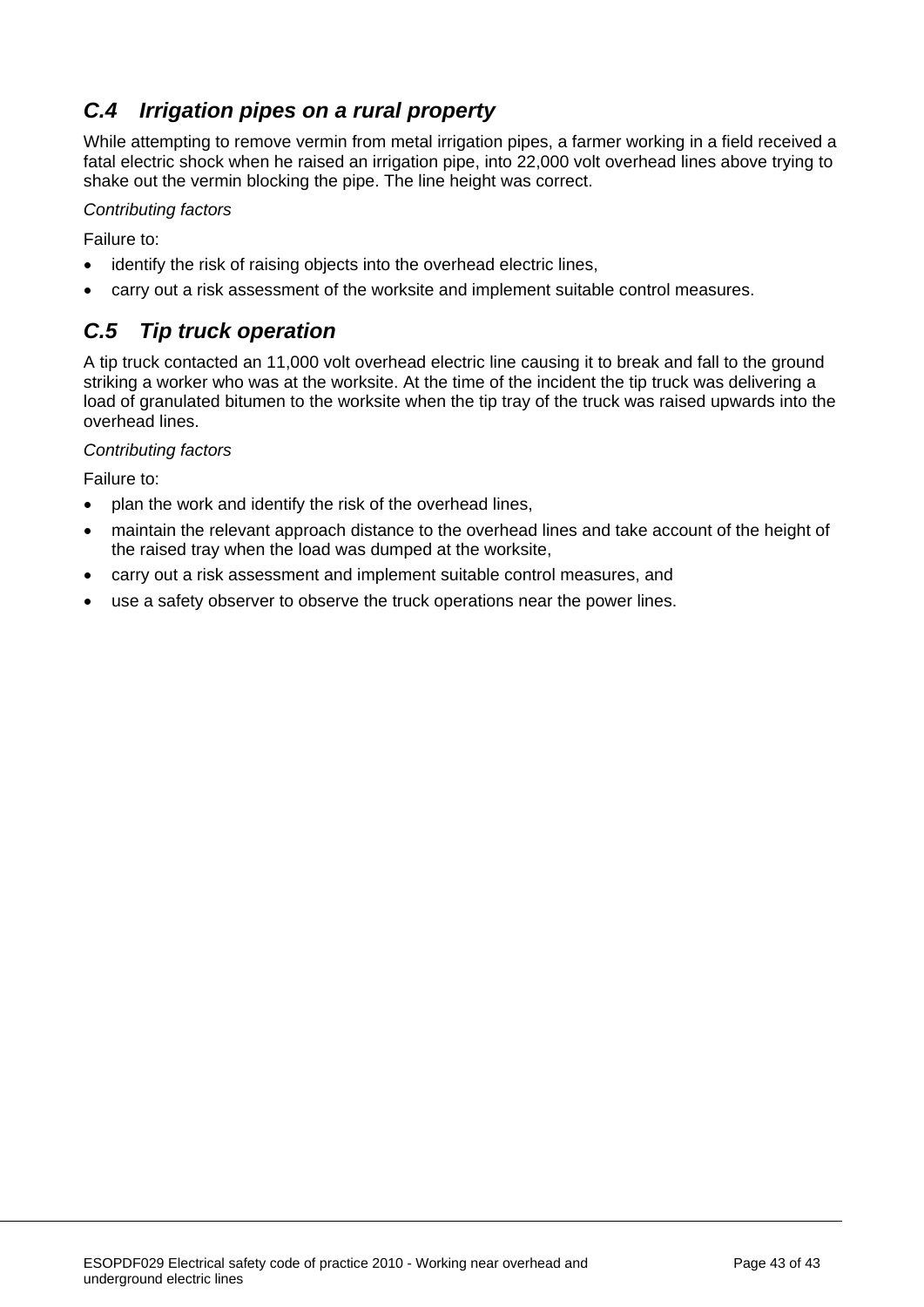## *C.4 Irrigation pipes on a rural property*

While attempting to remove vermin from metal irrigation pipes, a farmer working in a field received a fatal electric shock when he raised an irrigation pipe, into 22,000 volt overhead lines above trying to shake out the vermin blocking the pipe. The line height was correct.

*Contributing factors*

Failure to:

- identify the risk of raising objects into the overhead electric lines,
- carry out a risk assessment of the worksite and implement suitable control measures.

## *C.5 Tip truck operation*

A tip truck contacted an 11,000 volt overhead electric line causing it to break and fall to the ground striking a worker who was at the worksite. At the time of the incident the tip truck was delivering a load of granulated bitumen to the worksite when the tip tray of the truck was raised upwards into the overhead lines.

*Contributing factors*

Failure to:

- plan the work and identify the risk of the overhead lines,
- maintain the relevant approach distance to the overhead lines and take account of the height of the raised tray when the load was dumped at the worksite,
- carry out a risk assessment and implement suitable control measures, and
- use a safety observer to observe the truck operations near the power lines.